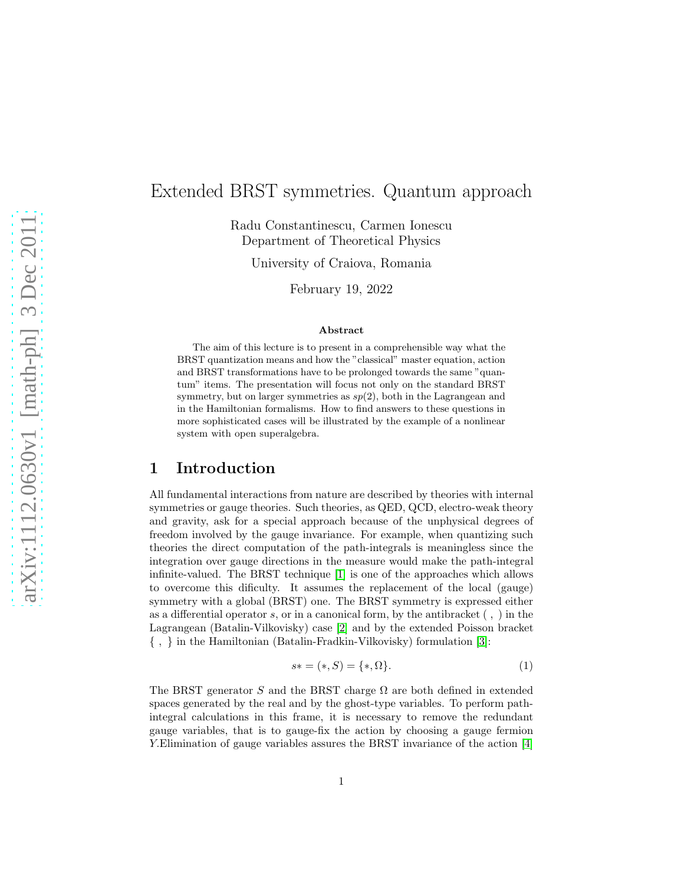# Extended BRST symmetries. Quantum approach

Radu Constantinescu, Carmen Ionescu
Department of Theoretical Physics

University of Craiova, Romania

February 19, 2022

### Abstract

The aim of this lecture is to present in a comprehensible way what the BRST quantization means and how the "classical" master equation, action and BRST transformations have to be prolonged towards the same "quantum" items. The presentation will focus not only on the standard BRST symmetry, but on larger symmetries as $sp(2)$, both in the Lagrangean and in the Hamiltonian formalisms. How to find answers to these questions in more sophisticated cases will be illustrated by the example of a nonlinear system with open superalgebra.

## 1 Introduction

All fundamental interactions from nature are described by theories with internal symmetries or gauge theories. Such theories, as QED, QCD, electro-weak theory and gravity, ask for a special approach because of the unphysical degrees of freedom involved by the gauge invariance. For example, when quantizing such theories the direct computation of the path-integrals is meaningless since the integration over gauge directions in the measure would make the path-integral infinite-valued. The BRST technique [1] is one of the approaches which allows to overcome this dificulty. It assumes the replacement of the local (gauge) symmetry with a global (BRST) one. The BRST symmetry is expressed either as a differential operator $s$, or in a canonical form, by the antibracket $( \, , \, )$ in the Lagrangean (Batalin-Vilkovisky) case [2] and by the extended Poisson bracket $\{ \, , \, \}$ in the Hamiltonian (Batalin-Fradkin-Vilkovisky) formulation [3]:

$$s* = (*, S) = \{*, \Omega\}. \tag{1}$$

The BRST generator $S$ and the BRST charge $\Omega$ are both defined in extended spaces generated by the real and by the ghost-type variables. To perform path-integral calculations in this frame, it is necessary to remove the redundant gauge variables, that is to gauge-fix the action by choosing a gauge fermion $Y$.Elimination of gauge variables assures the BRST invariance of the action [4]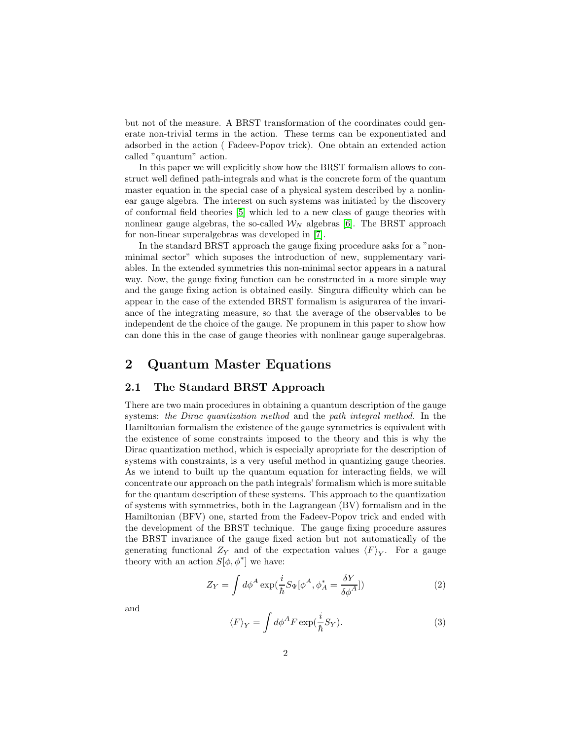but not of the measure. A BRST transformation of the coordinates could generate non-trivial terms in the action. These terms can be exponentiated and adsorbed in the action ( Fadeev-Popov trick). One obtain an extended action called "quantum" action.

In this paper we will explicitly show how the BRST formalism allows to construct well defined path-integrals and what is the concrete form of the quantum master equation in the special case of a physical system described by a nonlinear gauge algebra. The interest on such systems was initiated by the discovery of conformal field theories [5] which led to a new class of gauge theories with nonlinear gauge algebras, the so-called $\mathcal{W}_N$ algebras [6]. The BRST approach for non-linear superalgebras was developed in [7].

In the standard BRST approach the gauge fixing procedure asks for a "non-minimal sector" which suposes the introduction of new, supplementary variables. In the extended symmetries this non-minimal sector appears in a natural way. Now, the gauge fixing function can be constructed in a more simple way and the gauge fixing action is obtained easily. Singura difficulty which can be appear in the case of the extended BRST formalism is asigurarea of the invariance of the integrating measure, so that the average of the observables to be independent de the choice of the gauge. Ne propunem in this paper to show how can done this in the case of gauge theories with nonlinear gauge superalgebras.

# 2 Quantum Master Equations

## 2.1 The Standard BRST Approach

There are two main procedures in obtaining a quantum description of the gauge systems: *the Dirac quantization method* and the *path integral method*. In the Hamiltonian formalism the existence of the gauge symmetries is equivalent with the existence of some constraints imposed to the theory and this is why the Dirac quantization method, which is especially apropriate for the description of systems with constraints, is a very useful method in quantizing gauge theories. As we intend to built up the quantum equation for interacting fields, we will concentrate our approach on the path integrals' formalism which is more suitable for the quantum description of these systems. This approach to the quantization of systems with symmetries, both in the Lagrangean (BV) formalism and in the Hamiltonian (BFV) one, started from the Fadeev-Popov trick and ended with the development of the BRST technique. The gauge fixing procedure assures the BRST invariance of the gauge fixed action but not automatically of the generating functional $Z_Y$ and of the expectation values $\langle F \rangle_Y$. For a gauge theory with an action $S[\phi, \phi^*]$ we have:

$$Z_Y = \int d\phi^A \exp(\frac{i}{\hbar} S_\Psi[\phi^A, \phi^*_A = \frac{\delta Y}{\delta \phi^A}]) \tag{2}$$

and

$$\langle F \rangle_Y = \int d\phi^A F \exp(\frac{i}{\hbar} S_Y). \tag{3}$$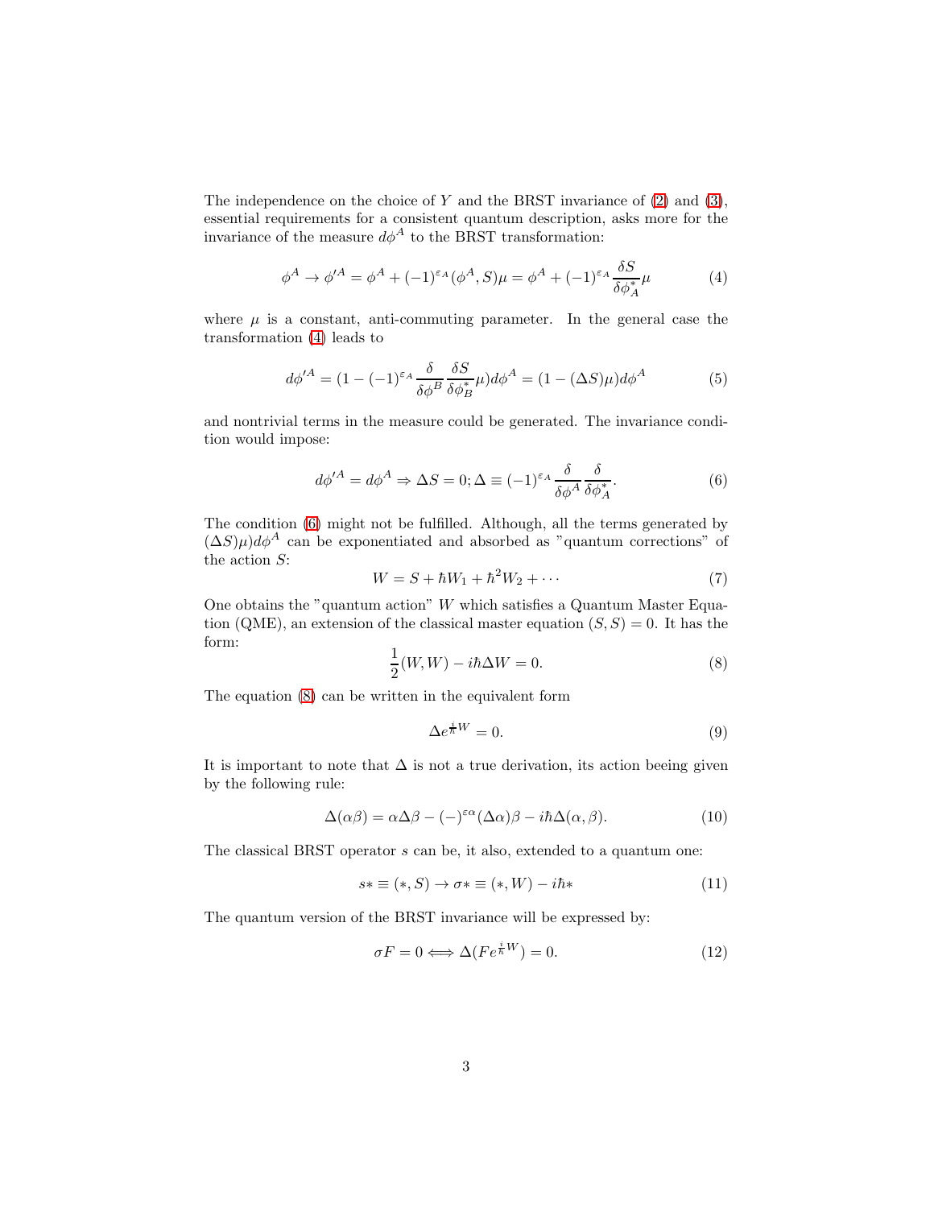The independence on the choice of $Y$ and the BRST invariance of (2) and (3), essential requirements for a consistent quantum description, asks more for the invariance of the measure $d\phi^A$ to the BRST transformation:

$$\phi^A \to \phi'^A = \phi^A + (-1)^{\varepsilon_A}(\phi^A, S)\mu = \phi^A + (-1)^{\varepsilon_A}\frac{\delta S}{\delta \phi^*_A}\mu \tag{4}$$

where $\mu$ is a constant, anti-commuting parameter. In the general case the transformation (4) leads to

$$d\phi'^A = (1 - (-1)^{\varepsilon_A}\frac{\delta}{\delta \phi^B}\frac{\delta S}{\delta \phi^*_B}\mu)d\phi^A = (1 - (\Delta S)\mu)d\phi^A \tag{5}$$

and nontrivial terms in the measure could be generated. The invariance condition would impose:

$$d\phi'^A = d\phi^A \Rightarrow \Delta S = 0; \Delta \equiv (-1)^{\varepsilon_A}\frac{\delta}{\delta \phi^A}\frac{\delta}{\delta \phi^*_A}. \tag{6}$$

The condition (6) might not be fulfilled. Although, all the terms generated by $(\Delta S)\mu)d\phi^A$ can be exponentiated and absorbed as "quantum corrections" of the action $S$:

$$W = S + \hbar W_1 + \hbar^2 W_2 + \cdots \tag{7}$$

One obtains the "quantum action" $W$ which satisfies a Quantum Master Equation (QME), an extension of the classical master equation $(S, S) = 0$. It has the form:

$$\frac{1}{2}(W, W) - i\hbar\Delta W = 0. \tag{8}$$

The equation (8) can be written in the equivalent form

$$\Delta e^{\frac{i}{\hbar}W} = 0. \tag{9}$$

It is important to note that $\Delta$ is not a true derivation, its action beeing given by the following rule:

$$\Delta(\alpha\beta) = \alpha\Delta\beta - (-)^{\varepsilon\alpha}(\Delta\alpha)\beta - i\hbar\Delta(\alpha, \beta). \tag{10}$$

The classical BRST operator $s$ can be, it also, extended to a quantum one:

$$s* \equiv (*, S) \to \sigma* \equiv (*, W) - i\hbar* \tag{11}$$

The quantum version of the BRST invariance will be expressed by:

$$\sigma F = 0 \Longleftrightarrow \Delta(F e^{\frac{i}{\hbar}W}) = 0. \tag{12}$$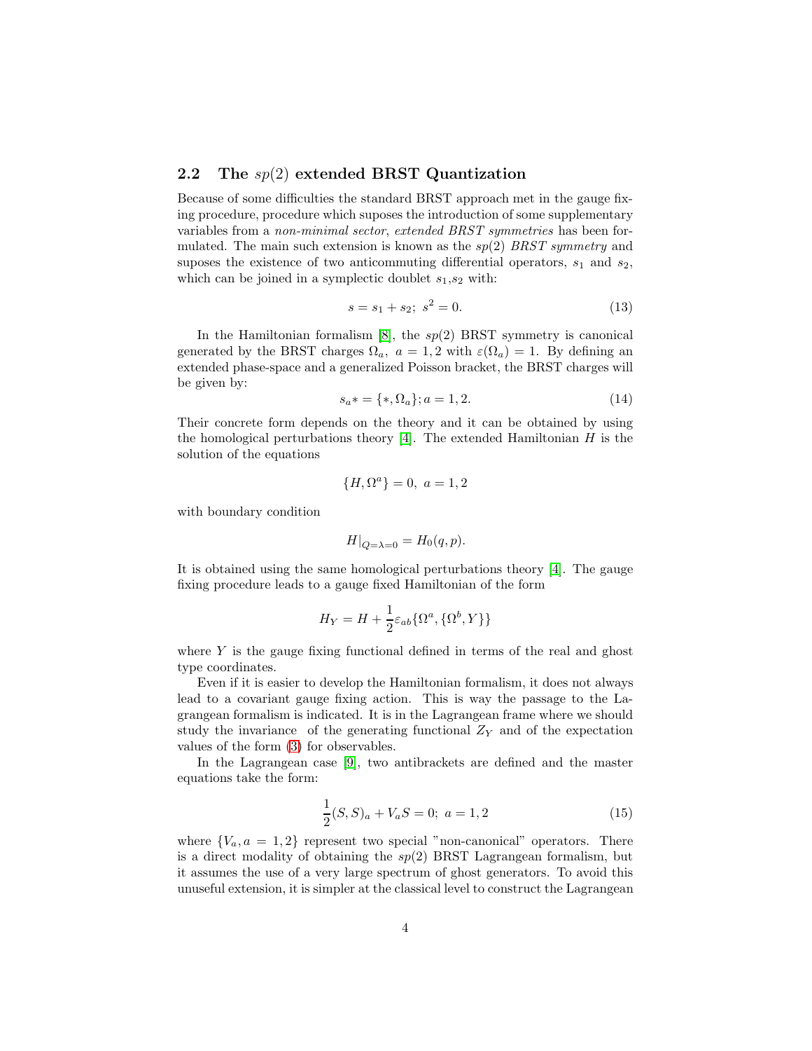### 2.2 The $sp(2)$ extended BRST Quantization

Because of some difficulties the standard BRST approach met in the gauge fixing procedure, procedure which suposes the introduction of some supplementary variables from a *non-minimal sector*, *extended BRST symmetries* has been formulated. The main such extension is known as the $sp(2)$ *BRST symmetry* and suposes the existence of two anticommuting differential operators, $s_1$ and $s_2$, which can be joined in a symplectic doublet $s_1$,$s_2$ with:

$$s = s_1 + s_2;\ s^2 = 0. \tag{13}$$

In the Hamiltonian formalism [8], the $sp(2)$ BRST symmetry is canonical generated by the BRST charges $\Omega_a,\ a = 1,2$ with $\varepsilon(\Omega_a) = 1$. By defining an extended phase-space and a generalized Poisson bracket, the BRST charges will be given by:

$$s_a* = \{*, \Omega_a\}; a = 1,2. \tag{14}$$

Their concrete form depends on the theory and it can be obtained by using the homological perturbations theory [4]. The extended Hamiltonian $H$ is the solution of the equations

$$\{H, \Omega^a\} = 0,\ a = 1,2$$

with boundary condition

$$H|_{Q=\lambda=0} = H_0(q,p).$$

It is obtained using the same homological perturbations theory [4]. The gauge fixing procedure leads to a gauge fixed Hamiltonian of the form

$$H_Y = H + \frac{1}{2}\varepsilon_{ab}\{\Omega^a, \{\Omega^b, Y\}\}$$

where $Y$ is the gauge fixing functional defined in terms of the real and ghost type coordinates.

Even if it is easier to develop the Hamiltonian formalism, it does not always lead to a covariant gauge fixing action. This is way the passage to the Lagrangean formalism is indicated. It is in the Lagrangean frame where we should study the invariance of the generating functional $Z_Y$ and of the expectation values of the form (3) for observables.

In the Lagrangean case [9], two antibrackets are defined and the master equations take the form:

$$\frac{1}{2}(S,S)_a + V_a S = 0;\ a = 1,2 \tag{15}$$

where $\{V_a, a = 1,2\}$ represent two special "non-canonical" operators. There is a direct modality of obtaining the $sp(2)$ BRST Lagrangean formalism, but it assumes the use of a very large spectrum of ghost generators. To avoid this unuseful extension, it is simpler at the classical level to construct the Lagrangean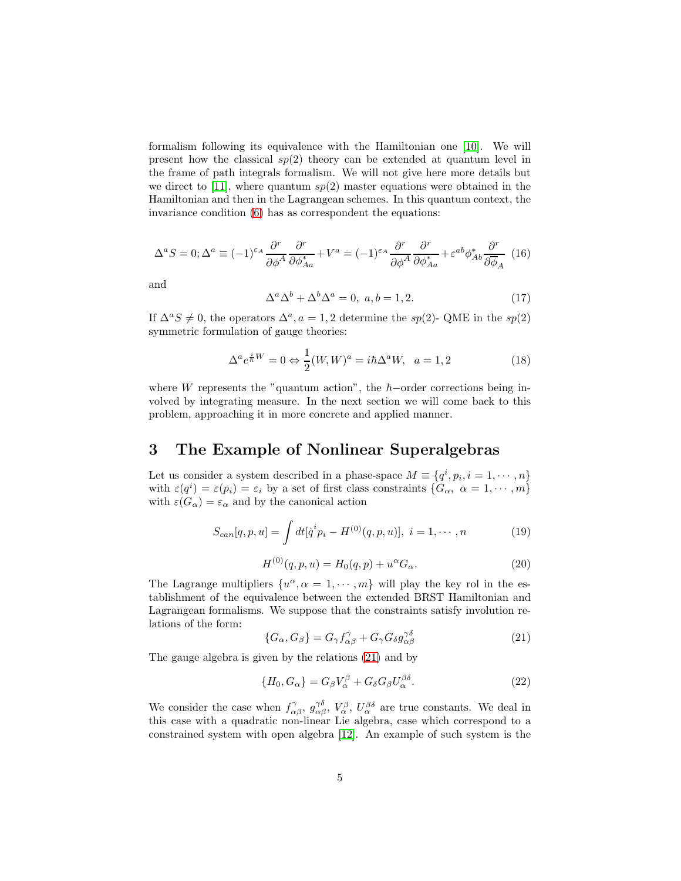formalism following its equivalence with the Hamiltonian one [10]. We will present how the classical $sp(2)$ theory can be extended at quantum level in the frame of path integrals formalism. We will not give here more details but we direct to [11], where quantum $sp(2)$ master equations were obtained in the Hamiltonian and then in the Lagrangean schemes. In this quantum context, the invariance condition (6) has as correspondent the equations:

$$\Delta^a S = 0; \Delta^a \equiv (-1)^{\varepsilon_A} \frac{\partial^r}{\partial \phi^A} \frac{\partial^r}{\partial \phi^*_{Aa}} + V^a = (-1)^{\varepsilon_A} \frac{\partial^r}{\partial \phi^A} \frac{\partial^r}{\partial \phi^*_{Aa}} + \varepsilon^{ab} \phi^*_{Ab} \frac{\partial^r}{\partial \overline{\phi}_A} \quad (16)$$

and

$$\Delta^a \Delta^b + \Delta^b \Delta^a = 0, \ a, b = 1, 2. \quad (17)$$

If $\Delta^a S \neq 0$, the operators $\Delta^a, a = 1, 2$ determine the $sp(2)$- QME in the $sp(2)$ symmetric formulation of gauge theories:

$$\Delta^a e^{\frac{i}{\hbar} W} = 0 \Leftrightarrow \frac{1}{2}(W, W)^a = i\hbar \Delta^a W, \quad a = 1, 2 \quad (18)$$

where $W$ represents the "quantum action", the $\hbar$−order corrections being involved by integrating measure. In the next section we will come back to this problem, approaching it in more concrete and applied manner.

# 3 The Example of Nonlinear Superalgebras

Let us consider a system described in a phase-space $M \equiv \{q^i, p_i, i = 1, \cdots, n\}$ with $\varepsilon(q^i) = \varepsilon(p_i) = \varepsilon_i$ by a set of first class constraints $\{G_\alpha, \ \alpha = 1, \cdots, m\}$ with $\varepsilon(G_\alpha) = \varepsilon_\alpha$ and by the canonical action

$$S_{can}[q, p, u] = \int dt [\dot{q}^i p_i - H^{(0)}(q, p, u)], \ i = 1, \cdots, n \quad (19)$$

$$H^{(0)}(q, p, u) = H_0(q, p) + u^\alpha G_\alpha. \quad (20)$$

The Lagrange multipliers $\{u^\alpha, \alpha = 1, \cdots, m\}$ will play the key rol in the establishment of the equivalence between the extended BRST Hamiltonian and Lagrangean formalisms. We suppose that the constraints satisfy involution relations of the form:

$$\{G_\alpha, G_\beta\} = G_\gamma f^\gamma_{\alpha\beta} + G_\gamma G_\delta g^{\gamma\delta}_{\alpha\beta} \quad (21)$$

The gauge algebra is given by the relations (21) and by

$$\{H_0, G_\alpha\} = G_\beta V^\beta_\alpha + G_\delta G_\beta U^{\beta\delta}_\alpha. \quad (22)$$

We consider the case when $f^\gamma_{\alpha\beta}$, $g^{\gamma\delta}_{\alpha\beta}$, $V^\beta_\alpha$, $U^{\beta\delta}_\alpha$ are true constants. We deal in this case with a quadratic non-linear Lie algebra, case which correspond to a constrained system with open algebra [12]. An example of such system is the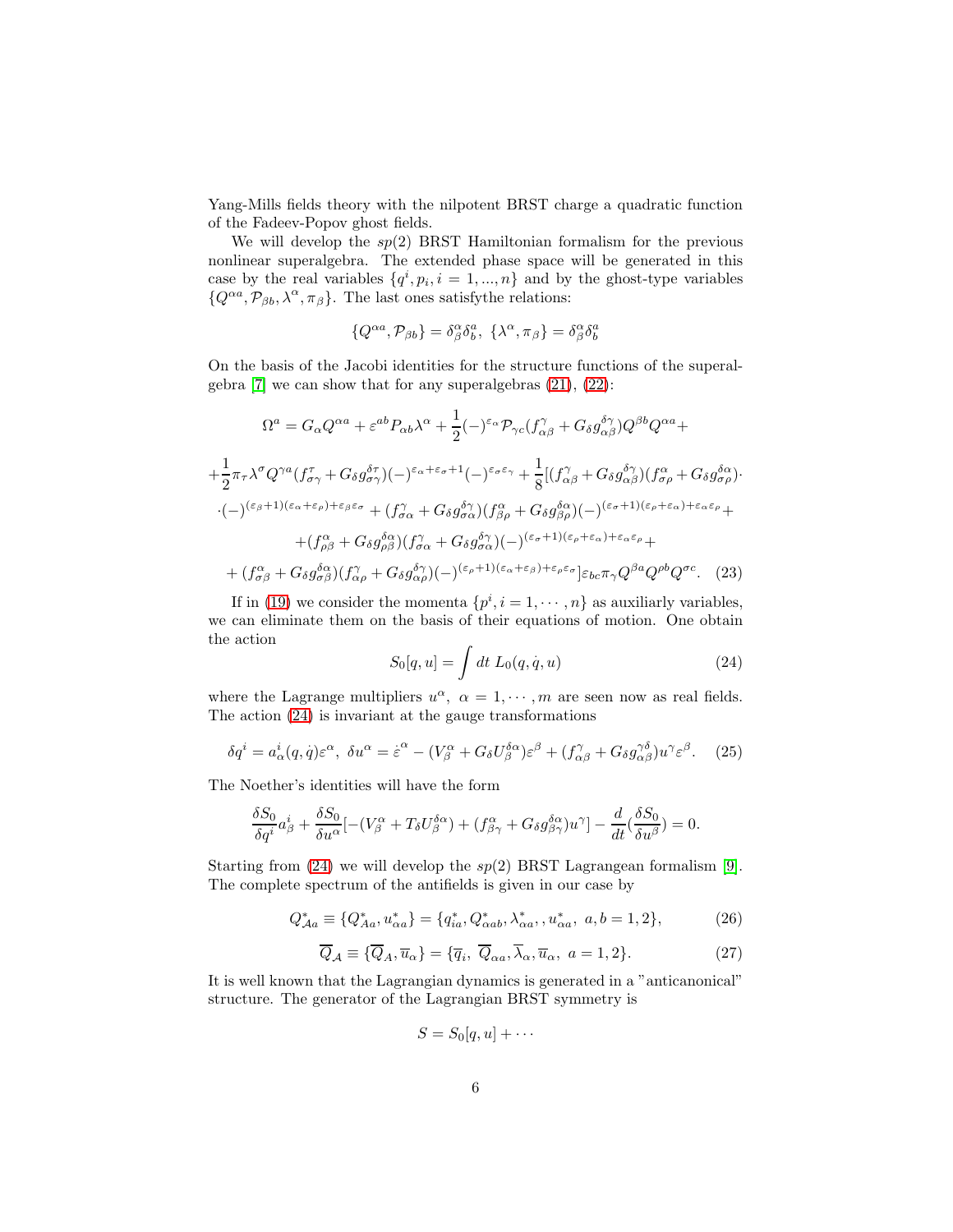Yang-Mills fields theory with the nilpotent BRST charge a quadratic function of the Fadeev-Popov ghost fields.

We will develop the $sp(2)$ BRST Hamiltonian formalism for the previous nonlinear superalgebra. The extended phase space will be generated in this case by the real variables $\{q^i, p_i, i = 1, ..., n\}$ and by the ghost-type variables $\{Q^{\alpha a}, \mathcal{P}_{\beta b}, \lambda^\alpha, \pi_\beta\}$. The last ones satisfythe relations:

$$\{Q^{\alpha a}, \mathcal{P}_{\beta b}\} = \delta^\alpha_\beta \delta^a_b,\ \{\lambda^\alpha, \pi_\beta\} = \delta^\alpha_\beta \delta^a_b$$

On the basis of the Jacobi identities for the structure functions of the superalgebra [7] we can show that for any superalgebras (21), (22):

$$\Omega^a = G_\alpha Q^{\alpha a} + \varepsilon^{ab} P_{\alpha b} \lambda^\alpha + \frac{1}{2}(-)^{\varepsilon_\alpha} \mathcal{P}_{\gamma c}(f^\gamma_{\alpha\beta} + G_\delta g^{\delta\gamma}_{\alpha\beta}) Q^{\beta b} Q^{\alpha a} +$$

$$+\frac{1}{2}\pi_\tau \lambda^\sigma Q^{\gamma a}(f^\tau_{\sigma\gamma} + G_\delta g^{\delta\tau}_{\sigma\gamma})(-)^{\varepsilon_\alpha+\varepsilon_\sigma+1}(-)^{\varepsilon_\sigma\varepsilon_\gamma} + \frac{1}{8}[(f^\gamma_{\alpha\beta} + G_\delta g^{\delta\gamma}_{\alpha\beta})(f^\alpha_{\sigma\rho} + G_\delta g^{\delta\alpha}_{\sigma\rho})\cdot$$

$$\cdot(-)^{(\varepsilon_\beta+1)(\varepsilon_\alpha+\varepsilon_\rho)+\varepsilon_\beta\varepsilon_\sigma} + (f^\gamma_{\sigma\alpha} + G_\delta g^{\delta\gamma}_{\sigma\alpha})(f^\alpha_{\beta\rho} + G_\delta g^{\delta\alpha}_{\beta\rho})(-)^{(\varepsilon_\sigma+1)(\varepsilon_\rho+\varepsilon_\alpha)+\varepsilon_\alpha\varepsilon_\rho} +$$

$$+(f^\alpha_{\rho\beta} + G_\delta g^{\delta\alpha}_{\rho\beta})(f^\gamma_{\sigma\alpha} + G_\delta g^{\delta\gamma}_{\sigma\alpha})(-)^{(\varepsilon_\sigma+1)(\varepsilon_\rho+\varepsilon_\alpha)+\varepsilon_\alpha\varepsilon_\rho} +$$

$$+ (f^\alpha_{\sigma\beta} + G_\delta g^{\delta\alpha}_{\sigma\beta})(f^\gamma_{\alpha\rho} + G_\delta g^{\delta\gamma}_{\alpha\rho})(-)^{(\varepsilon_\rho+1)(\varepsilon_\alpha+\varepsilon_\beta)+\varepsilon_\rho\varepsilon_\sigma}]\varepsilon_{bc}\pi_\gamma Q^{\beta a} Q^{\rho b} Q^{\sigma c}. \quad (23)$$

If in (19) we consider the momenta $\{p^i, i = 1, \cdots, n\}$ as auxiliary variables, we can eliminate them on the basis of their equations of motion. One obtain the action

$$S_0[q, u] = \int dt\ L_0(q, \dot{q}, u) \quad (24)$$

where the Lagrange multipliers $u^\alpha,\ \alpha = 1, \cdots, m$ are seen now as real fields. The action (24) is invariant at the gauge transformations

$$\delta q^i = a^i_\alpha(q, \dot{q})\varepsilon^\alpha,\ \delta u^\alpha = \dot{\varepsilon}^\alpha - (V^\alpha_\beta + G_\delta U^{\delta\alpha}_\beta)\varepsilon^\beta + (f^\gamma_{\alpha\beta} + G_\delta g^{\gamma\delta}_{\alpha\beta}) u^\gamma \varepsilon^\beta. \quad (25)$$

The Noether's identities will have the form

$$\frac{\delta S_0}{\delta q^i} a^i_\beta + \frac{\delta S_0}{\delta u^\alpha}[-(V^\alpha_\beta + T_\delta U^{\delta\alpha}_\beta) + (f^\alpha_{\beta\gamma} + G_\delta g^{\delta\alpha}_{\beta\gamma}) u^\gamma] - \frac{d}{dt}(\frac{\delta S_0}{\delta u^\beta}) = 0.$$

Starting from (24) we will develop the $sp(2)$ BRST Lagrangean formalism [9]. The complete spectrum of the antifields is given in our case by

$$Q^*_{\mathcal{A}a} \equiv \{Q^*_{Aa}, u^*_{\alpha a}\} = \{q^*_{ia}, Q^*_{\alpha ab}, \lambda^*_{\alpha a}, , u^*_{\alpha a},\ a, b = 1, 2\}, \quad (26)$$

$$\overline{Q}_{\mathcal{A}} \equiv \{\overline{Q}_A, \overline{u}_\alpha\} = \{\overline{q}_i,\ \overline{Q}_{\alpha a}, \overline{\lambda}_\alpha, \overline{u}_\alpha,\ a = 1, 2\}. \quad (27)$$

It is well known that the Lagrangian dynamics is generated in a "anticanonical" structure. The generator of the Lagrangian BRST symmetry is

$$S = S_0[q, u] + \cdots$$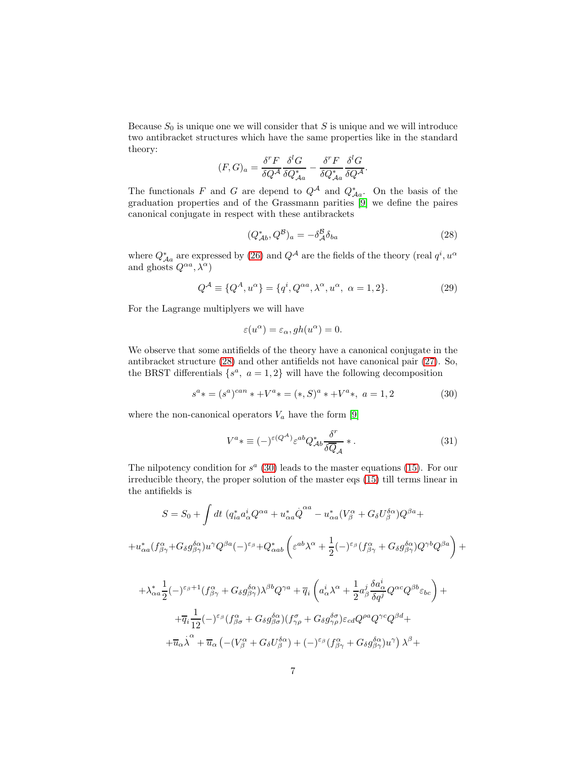Because $S_0$ is unique one we will consider that $S$ is unique and we will introduce two antibracket structures which have the same properties like in the standard theory:

$$(F,G)_a = \frac{\delta^r F}{\delta Q^{\mathcal{A}}}\frac{\delta^l G}{\delta Q^*_{\mathcal{A}a}} - \frac{\delta^r F}{\delta Q^*_{\mathcal{A}a}}\frac{\delta^l G}{\delta Q^{\mathcal{A}}}.$$

The functionals $F$ and $G$ are depend to $Q^{\mathcal{A}}$ and $Q^*_{\mathcal{A}a}$. On the basis of the graduation properties and of the Grassmann parities [9] we define the paires canonical conjugate in respect with these antibrackets

$$(Q^*_{\mathcal{A}b}, Q^{\mathcal{B}})_a = -\delta^{\mathcal{B}}_{\mathcal{A}}\delta_{ba} \tag{28}$$

where $Q^*_{\mathcal{A}a}$ are expressed by (26) and $Q^{\mathcal{A}}$ are the fields of the theory (real $q^i, u^\alpha$ and ghosts $Q^{\alpha a}, \lambda^\alpha$)

$$Q^{\mathcal{A}} \equiv \{Q^A, u^\alpha\} = \{q^i, Q^{\alpha a}, \lambda^\alpha, u^\alpha,\ \alpha = 1,2\}. \tag{29}$$

For the Lagrange multiplyers we will have

$$\varepsilon(u^\alpha) = \varepsilon_\alpha, gh(u^\alpha) = 0.$$

We observe that some antifields of the theory have a canonical conjugate in the antibracket structure (28) and other antifields not have canonical pair (27). So, the BRST differentials $\{s^a,\ a = 1,2\}$ will have the following decomposition

$$s^a * = (s^a)^{can} * + V^a * = (*, S)^a * + V^a *,\ a = 1,2 \tag{30}$$

where the non-canonical operators $V_a$ have the form [9]

$$V^a * \equiv (-)^{\varepsilon(Q^{\mathcal{A}})}\varepsilon^{ab}Q^*_{\mathcal{A}b}\frac{\delta^r}{\delta \overline{Q}_{\mathcal{A}}} * . \tag{31}$$

The nilpotency condition for $s^a$ (30) leads to the master equations (15). For our irreducible theory, the proper solution of the master eqs (15) till terms linear in the antifields is

$$S = S_0 + \int dt\ (q^*_{ia}a^i_\alpha Q^{\alpha a} + u^*_{\alpha a}\dot{Q}^{\alpha a} - u^*_{\alpha a}(V^\alpha_\beta + G_\delta U^{\delta\alpha}_\beta)Q^{\beta a} +$$

$$+ u^*_{\alpha a}(f^\alpha_{\beta\gamma} + G_\delta g^{\delta\alpha}_{\beta\gamma})u^\gamma Q^{\beta a}(-)^{\varepsilon_\beta} + Q^*_{\alpha ab}\left(\varepsilon^{ab}\lambda^\alpha + \frac{1}{2}(-)^{\varepsilon_\beta}(f^\alpha_{\beta\gamma} + G_\delta g^{\delta\alpha}_{\beta\gamma})Q^{\gamma b}Q^{\beta a}\right) +$$

$$+ \lambda^*_{\alpha a}\frac{1}{2}(-)^{\varepsilon_\beta + 1}(f^\alpha_{\beta\gamma} + G_\delta g^{\delta\alpha}_{\beta\gamma})\lambda^{\beta b}Q^{\gamma a} + \overline{q}_i\left(a^i_\alpha\lambda^\alpha + \frac{1}{2}a^j_\beta\frac{\delta a^i_\alpha}{\delta q^j}Q^{\alpha c}Q^{\beta b}\varepsilon_{bc}\right) +$$

$$+ \overline{q}_i\frac{1}{12}(-)^{\varepsilon_\beta}(f^\alpha_{\beta\sigma} + G_\delta g^{\delta\alpha}_{\beta\sigma})(f^\sigma_{\gamma\rho} + G_\delta g^{\delta\sigma}_{\gamma\rho})\varepsilon_{cd}Q^{\rho a}Q^{\gamma c}Q^{\beta d} +$$

$$+ \overline{u}_\alpha\dot{\lambda}^\alpha + \overline{u}_\alpha\left(-(V^\alpha_\beta + G_\delta U^{\delta\alpha}_\beta) + (-)^{\varepsilon_\beta}(f^\alpha_{\beta\gamma} + G_\delta g^{\delta\alpha}_{\beta\gamma})u^\gamma\right)\lambda^\beta +$$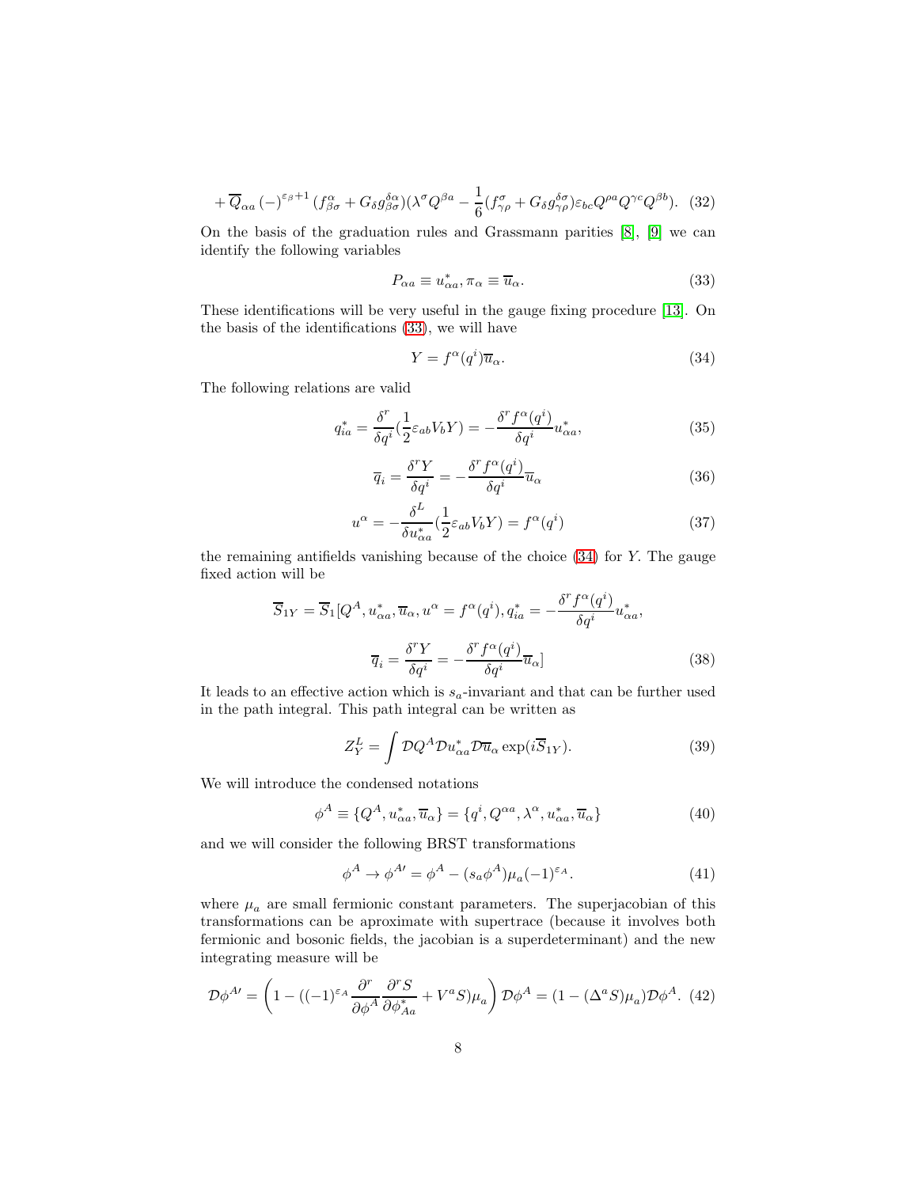$$+\overline{Q}_{\alpha a}\,(-)^{\varepsilon_\beta+1}\,(f^{\alpha}_{\beta\sigma}+G_\delta g^{\delta\alpha}_{\beta\sigma})(\lambda^\sigma Q^{\beta a}-\frac{1}{6}(f^{\sigma}_{\gamma\rho}+G_\delta g^{\delta\sigma}_{\gamma\rho})\varepsilon_{bc}Q^{\rho a}Q^{\gamma c}Q^{\beta b}).\quad (32)$$

On the basis of the graduation rules and Grassmann parities [8], [9] we can identify the following variables

$$P_{\alpha a}\equiv u^*_{\alpha a},\pi_\alpha\equiv\overline{u}_\alpha. \quad (33)$$

These identifications will be very useful in the gauge fixing procedure [13]. On the basis of the identifications (33), we will have

$$Y=f^\alpha(q^i)\overline{u}_\alpha. \quad (34)$$

The following relations are valid

$$q^*_{ia}=\frac{\delta^r}{\delta q^i}(\frac{1}{2}\varepsilon_{ab}V_bY)=-\frac{\delta^r f^\alpha(q^i)}{\delta q^i}u^*_{\alpha a}, \quad (35)$$

$$\overline{q}_i=\frac{\delta^r Y}{\delta q^i}=-\frac{\delta^r f^\alpha(q^i)}{\delta q^i}\overline{u}_\alpha \quad (36)$$

$$u^\alpha=-\frac{\delta^L}{\delta u^*_{\alpha a}}(\frac{1}{2}\varepsilon_{ab}V_bY)=f^\alpha(q^i) \quad (37)$$

the remaining antifields vanishing because of the choice (34) for $Y$. The gauge fixed action will be

$$\overline{S}_{1Y}=\overline{S}_1[Q^A,u^*_{\alpha a},\overline{u}_\alpha,u^\alpha=f^\alpha(q^i),q^*_{ia}=-\frac{\delta^r f^\alpha(q^i)}{\delta q^i}u^*_{\alpha a},$$

$$\overline{q}_i=\frac{\delta^r Y}{\delta q^i}=-\frac{\delta^r f^\alpha(q^i)}{\delta q^i}\overline{u}_\alpha] \quad (38)$$

It leads to an effective action which is $s_a$-invariant and that can be further used in the path integral. This path integral can be written as

$$Z^L_Y=\int \mathcal{D}Q^A\mathcal{D}u^*_{\alpha a}\mathcal{D}\overline{u}_\alpha\exp(i\overline{S}_{1Y}). \quad (39)$$

We will introduce the condensed notations

$$\phi^A\equiv\{Q^A,u^*_{\alpha a},\overline{u}_\alpha\}=\{q^i,Q^{\alpha a},\lambda^\alpha,u^*_{\alpha a},\overline{u}_\alpha\} \quad (40)$$

and we will consider the following BRST transformations

$$\phi^A\to\phi^{A\prime}=\phi^A-(s_a\phi^A)\mu_a(-1)^{\varepsilon_A}. \quad (41)$$

where $\mu_a$ are small fermionic constant parameters. The superjacobian of this transformations can be aproximate with supertrace (because it involves both fermionic and bosonic fields, the jacobian is a superdeterminant) and the new integrating measure will be

$$\mathcal{D}\phi^{A\prime}=\left(1-((-1)^{\varepsilon_A}\frac{\partial^r}{\partial\phi^A}\frac{\partial^r S}{\partial\phi^*_{Aa}}+V^aS)\mu_a\right)\mathcal{D}\phi^A=(1-(\Delta^aS)\mu_a)\mathcal{D}\phi^A. \quad (42)$$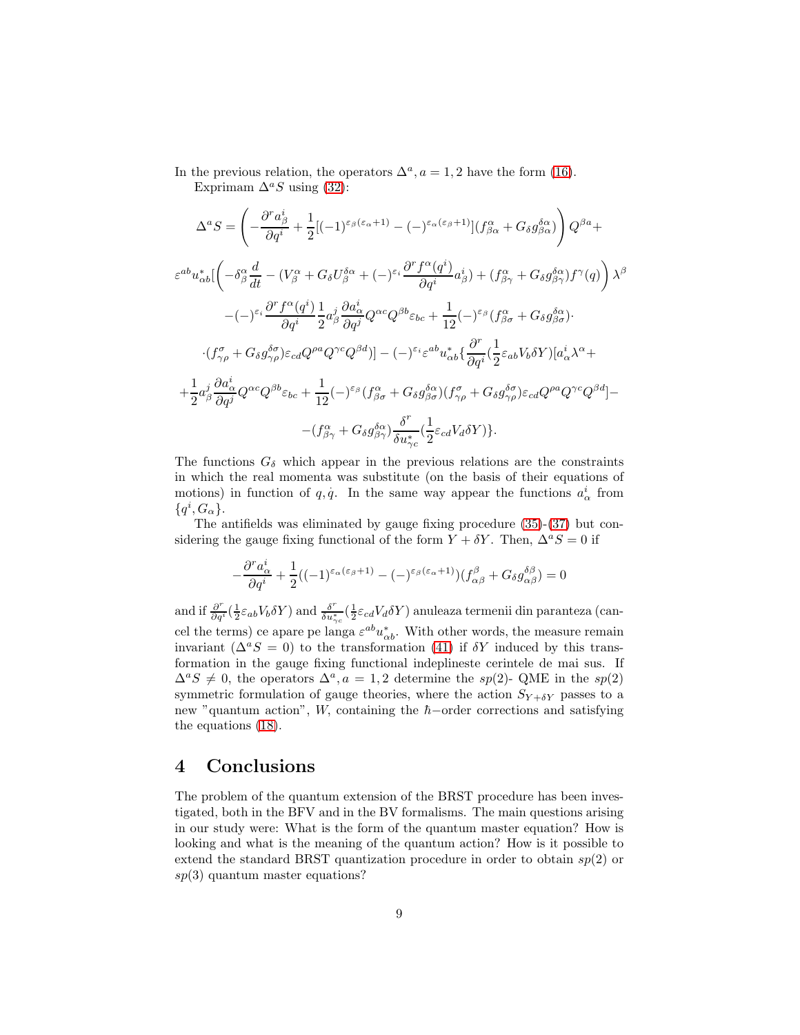In the previous relation, the operators $\Delta^a, a=1,2$ have the form (16).

Exprimam $\Delta^a S$ using (32):

$$
\Delta^a S = \left( -\frac{\partial^r a^i_\beta}{\partial q^i} + \frac{1}{2}[(-1)^{\varepsilon_\beta(\varepsilon_\alpha+1)} - (-)^{\varepsilon_\alpha(\varepsilon_\beta+1)}](f^\alpha_{\beta\alpha} + G_\delta g^{\delta\alpha}_{\beta\alpha}) \right) Q^{\beta a} +
$$

$$
\varepsilon^{ab} u^*_{\alpha b} [ \left( -\delta^\alpha_\beta \frac{d}{dt} - (V^\alpha_\beta + G_\delta U^{\delta\alpha}_\beta + (-)^{\varepsilon_i} \frac{\partial^r f^\alpha(q^i)}{\partial q^i} a^i_\beta) + (f^\alpha_{\beta\gamma} + G_\delta g^{\delta\alpha}_{\beta\gamma}) f^\gamma(q) \right) \lambda^\beta
$$

$$
-(-)^{\varepsilon_i} \frac{\partial^r f^\alpha(q^i)}{\partial q^i} \frac{1}{2} a^j_\beta \frac{\partial a^i_\alpha}{\partial q^j} Q^{\alpha c} Q^{\beta b} \varepsilon_{bc} + \frac{1}{12}(-)^{\varepsilon_\beta} (f^\alpha_{\beta\sigma} + G_\delta g^{\delta\alpha}_{\beta\sigma}) \cdot
$$

$$
\cdot (f^\sigma_{\gamma\rho} + G_\delta g^{\delta\sigma}_{\gamma\rho}) \varepsilon_{cd} Q^{\rho a} Q^{\gamma c} Q^{\beta d} ] - (-)^{\varepsilon_i} \varepsilon^{ab} u^*_{\alpha b} \{ \frac{\partial^r}{\partial q^i} (\frac{1}{2} \varepsilon_{ab} V_b \delta Y) [a^i_\alpha \lambda^\alpha +
$$

$$
+ \frac{1}{2} a^j_\beta \frac{\partial a^i_\alpha}{\partial q^j} Q^{\alpha c} Q^{\beta b} \varepsilon_{bc} + \frac{1}{12}(-)^{\varepsilon_\beta} (f^\alpha_{\beta\sigma} + G_\delta g^{\delta\alpha}_{\beta\sigma})(f^\sigma_{\gamma\rho} + G_\delta g^{\delta\sigma}_{\gamma\rho}) \varepsilon_{cd} Q^{\rho a} Q^{\gamma c} Q^{\beta d}] -
$$

$$
-(f^\alpha_{\beta\gamma} + G_\delta g^{\delta\alpha}_{\beta\gamma}) \frac{\delta^r}{\delta u^*_{\gamma c}} (\frac{1}{2} \varepsilon_{cd} V_d \delta Y) \}.
$$

The functions $G_\delta$ which appear in the previous relations are the constraints in which the real momenta was substitute (on the basis of their equations of motions) in function of $q, \dot{q}$. In the same way appear the functions $a^i_\alpha$ from $\{q^i, G_\alpha\}$.

The antifields was eliminated by gauge fixing procedure (35)-(37) but considering the gauge fixing functional of the form $Y + \delta Y$. Then, $\Delta^a S = 0$ if

$$
-\frac{\partial^r a^i_\alpha}{\partial q^i} + \frac{1}{2}((-1)^{\varepsilon_\alpha(\varepsilon_\beta+1)} - (-)^{\varepsilon_\beta(\varepsilon_\alpha+1)})(f^\beta_{\alpha\beta} + G_\delta g^{\delta\beta}_{\alpha\beta}) = 0
$$

and if $\frac{\partial^r}{\partial q^i}(\frac{1}{2}\varepsilon_{ab} V_b \delta Y)$ and $\frac{\delta^r}{\delta u^*_{\gamma c}}(\frac{1}{2}\varepsilon_{cd} V_d \delta Y)$ anuleaza termenii din paranteza (cancel the terms) ce apare pe langa $\varepsilon^{ab} u^*_{\alpha b}$. With other words, the measure remain invariant ($\Delta^a S = 0$) to the transformation (41) if $\delta Y$ induced by this transformation in the gauge fixing functional indeplineste cerintele de mai sus. If $\Delta^a S \neq 0$, the operators $\Delta^a, a = 1, 2$ determine the $sp(2)$- QME in the $sp(2)$ symmetric formulation of gauge theories, where the action $S_{Y+\delta Y}$ passes to a new "quantum action", $W$, containing the $\hbar-$order corrections and satisfying the equations (18).

## 4 Conclusions

The problem of the quantum extension of the BRST procedure has been investigated, both in the BFV and in the BV formalisms. The main questions arising in our study were: What is the form of the quantum master equation? How is looking and what is the meaning of the quantum action? How is it possible to extend the standard BRST quantization procedure in order to obtain $sp(2)$ or $sp(3)$ quantum master equations?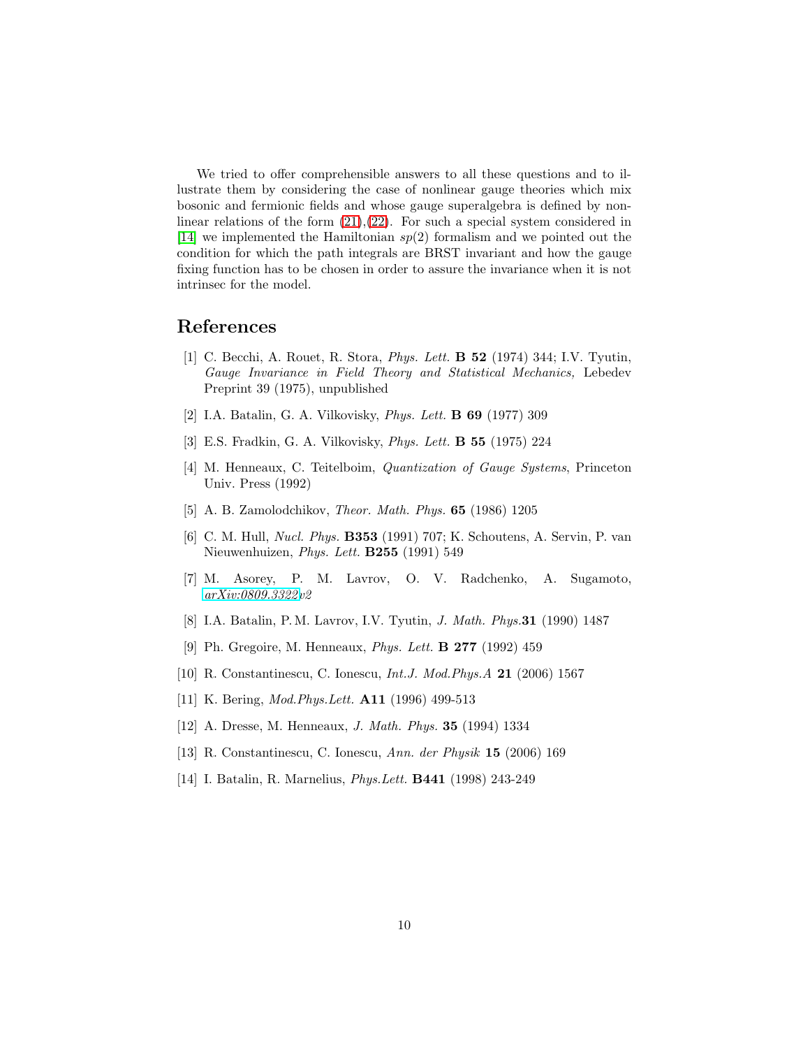We tried to offer comprehensible answers to all these questions and to illustrate them by considering the case of nonlinear gauge theories which mix bosonic and fermionic fields and whose gauge superalgebra is defined by nonlinear relations of the form (21),(22). For such a special system considered in [14] we implemented the Hamiltonian $sp(2)$ formalism and we pointed out the condition for which the path integrals are BRST invariant and how the gauge fixing function has to be chosen in order to assure the invariance when it is not intrinsec for the model.

## References

[1] C. Becchi, A. Rouet, R. Stora, *Phys. Lett.* **B 52** (1974) 344; I.V. Tyutin, *Gauge Invariance in Field Theory and Statistical Mechanics,* Lebedev Preprint 39 (1975), unpublished

[2] I.A. Batalin, G. A. Vilkovisky, *Phys. Lett.* **B 69** (1977) 309

[3] E.S. Fradkin, G. A. Vilkovisky, *Phys. Lett.* **B 55** (1975) 224

[4] M. Henneaux, C. Teitelboim, *Quantization of Gauge Systems*, Princeton Univ. Press (1992)

[5] A. B. Zamolodchikov, *Theor. Math. Phys.* **65** (1986) 1205

[6] C. M. Hull, *Nucl. Phys.* **B353** (1991) 707; K. Schoutens, A. Servin, P. van Nieuwenhuizen, *Phys. Lett.* **B255** (1991) 549

[7] M. Asorey, P. M. Lavrov, O. V. Radchenko, A. Sugamoto, *arXiv:0809.3322v2*

[8] I.A. Batalin, P.M. Lavrov, I.V. Tyutin, *J. Math. Phys.*​**31** (1990) 1487

[9] Ph. Gregoire, M. Henneaux, *Phys. Lett.* **B 277** (1992) 459

[10] R. Constantinescu, C. Ionescu, *Int.J. Mod.Phys.A* **21** (2006) 1567

[11] K. Bering, *Mod.Phys.Lett.* **A11** (1996) 499-513

[12] A. Dresse, M. Henneaux, *J. Math. Phys.* **35** (1994) 1334

[13] R. Constantinescu, C. Ionescu, *Ann. der Physik* **15** (2006) 169

[14] I. Batalin, R. Marnelius, *Phys.Lett.* **B441** (1998) 243-249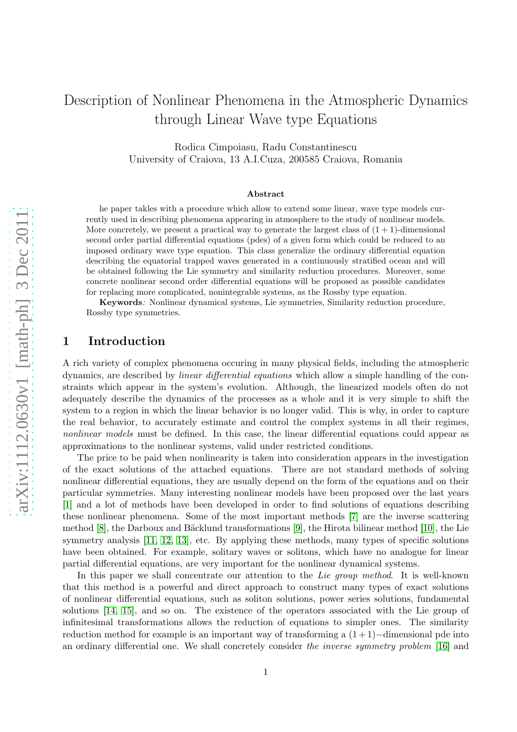# Description of Nonlinear Phenomena in the Atmospheric Dynamics through Linear Wave type Equations

Rodica Cimpoiasu, Radu Constantinescu
University of Craiova, 13 A.I.Cuza, 200585 Craiova, Romania

### Abstract

he paper takles with a procedure which allow to extend some linear, wave type models currently used in describing phenomena appearing in atmosphere to the study of nonlinear models. More concretely, we present a practical way to generate the largest class of $(1+1)$-dimensional second order partial differential equations (pdes) of a given form which could be reduced to an imposed ordinary wave type equation. This class generalize the ordinary differential equation describing the equatorial trapped waves generated in a continuously stratified ocean and will be obtained following the Lie symmetry and similarity reduction procedures. Moreover, some concrete nonlinear second order differential equations will be proposed as possible candidates for replacing more complicated, nonintegrable systems, as the Rossby type equation.

**Keywords**: Nonlinear dynamical systems, Lie symmetries, Similarity reduction procedure, Rossby type symmetries.

## 1 Introduction

A rich variety of complex phenomena occuring in many physical fields, including the atmospheric dynamics, are described by *linear differential equations* which allow a simple handling of the constraints which appear in the system's evolution. Although, the linearized models often do not adequately describe the dynamics of the processes as a whole and it is very simple to shift the system to a region in which the linear behavior is no longer valid. This is why, in order to capture the real behavior, to accurately estimate and control the complex systems in all their regimes, *nonlinear models* must be defined. In this case, the linear differential equations could appear as approximations to the nonlinear systems, valid under restricted conditions.

The price to be paid when nonlinearity is taken into consideration appears in the investigation of the exact solutions of the attached equations. There are not standard methods of solving nonlinear differential equations, they are usually depend on the form of the equations and on their particular symmetries. Many interesting nonlinear models have been proposed over the last years [1] and a lot of methods have been developed in order to find solutions of equations describing these nonlinear phenomena. Some of the most important methods [7] are the inverse scattering method [8], the Darboux and Bäcklund transformations [9], the Hirota bilinear method [10], the Lie symmetry analysis [11, 12, 13], etc. By applying these methods, many types of specific solutions have been obtained. For example, solitary waves or solitons, which have no analogue for linear partial differential equations, are very important for the nonlinear dynamical systems.

In this paper we shall concentrate our attention to the *Lie group method*. It is well-known that this method is a powerful and direct approach to construct many types of exact solutions of nonlinear differential equations, such as soliton solutions, power series solutions, fundamental solutions [14, 15], and so on. The existence of the operators associated with the Lie group of infinitesimal transformations allows the reduction of equations to simpler ones. The similarity reduction method for example is an important way of transforming a $(1+1)-$dimensional pde into an ordinary differential one. We shall concretely consider *the inverse symmetry problem* [16] and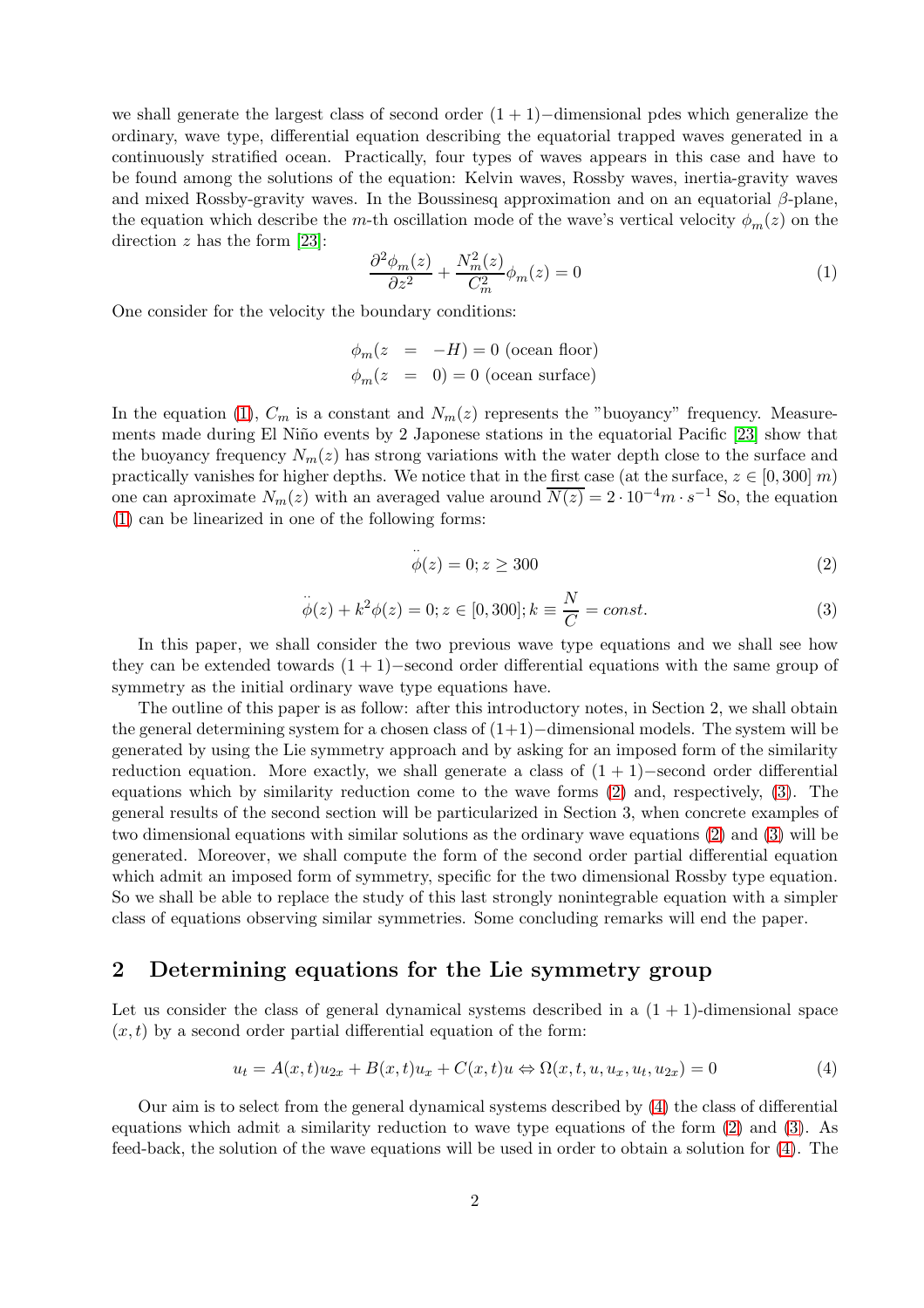we shall generate the largest class of second order $(1+1)-$dimensional pdes which generalize the ordinary, wave type, differential equation describing the equatorial trapped waves generated in a continuously stratified ocean. Practically, four types of waves appears in this case and have to be found among the solutions of the equation: Kelvin waves, Rossby waves, inertia-gravity waves and mixed Rossby-gravity waves. In the Boussinesq approximation and on an equatorial $\beta$-plane, the equation which describe the $m$-th oscillation mode of the wave's vertical velocity $\phi_m(z)$ on the direction $z$ has the form [23]:

$$\frac{\partial^2 \phi_m(z)}{\partial z^2} + \frac{N_m^2(z)}{C_m^2}\phi_m(z) = 0 \tag{1}$$

One consider for the velocity the boundary conditions:

$$\begin{aligned}
\phi_m(z &= -H) = 0 \text{ (ocean floor)}\\
\phi_m(z &= 0) = 0 \text{ (ocean surface)}
\end{aligned}$$

In the equation (1), $C_m$ is a constant and $N_m(z)$ represents the "buoyancy" frequency. Measurements made during El Niño events by 2 Japonese stations in the equatorial Pacific [23] show that the buoyancy frequency $N_m(z)$ has strong variations with the water depth close to the surface and practically vanishes for higher depths. We notice that in the first case (at the surface, $z \in [0, 300]\ m$) one can aproximate $N_m(z)$ with an averaged value around $\overline{N(z)} = 2 \cdot 10^{-4} m \cdot s^{-1}$ So, the equation (1) can be linearized in one of the following forms:

$$\ddot{\phi}(z) = 0; z \geq 300 \tag{2}$$

$$\ddot{\phi}(z) + k^2\phi(z) = 0; z \in [0, 300]; k \equiv \frac{N}{C} = const. \tag{3}$$

In this paper, we shall consider the two previous wave type equations and we shall see how they can be extended towards $(1+1)-$second order differential equations with the same group of symmetry as the initial ordinary wave type equations have.

The outline of this paper is as follow: after this introductory notes, in Section 2, we shall obtain the general determining system for a chosen class of $(1+1)-$dimensional models. The system will be generated by using the Lie symmetry approach and by asking for an imposed form of the similarity reduction equation. More exactly, we shall generate a class of $(1+1)-$second order differential equations which by similarity reduction come to the wave forms (2) and, respectively, (3). The general results of the second section will be particularized in Section 3, when concrete examples of two dimensional equations with similar solutions as the ordinary wave equations (2) and (3) will be generated. Moreover, we shall compute the form of the second order partial differential equation which admit an imposed form of symmetry, specific for the two dimensional Rossby type equation. So we shall be able to replace the study of this last strongly nonintegrable equation with a simpler class of equations observing similar symmetries. Some concluding remarks will end the paper.

## 2 Determining equations for the Lie symmetry group

Let us consider the class of general dynamical systems described in a $(1+1)$-dimensional space $(x, t)$ by a second order partial differential equation of the form:

$$u_t = A(x,t)u_{2x} + B(x,t)u_x + C(x,t)u \Leftrightarrow \Omega(x, t, u, u_x, u_t, u_{2x}) = 0 \tag{4}$$

Our aim is to select from the general dynamical systems described by (4) the class of differential equations which admit a similarity reduction to wave type equations of the form (2) and (3). As feed-back, the solution of the wave equations will be used in order to obtain a solution for (4). The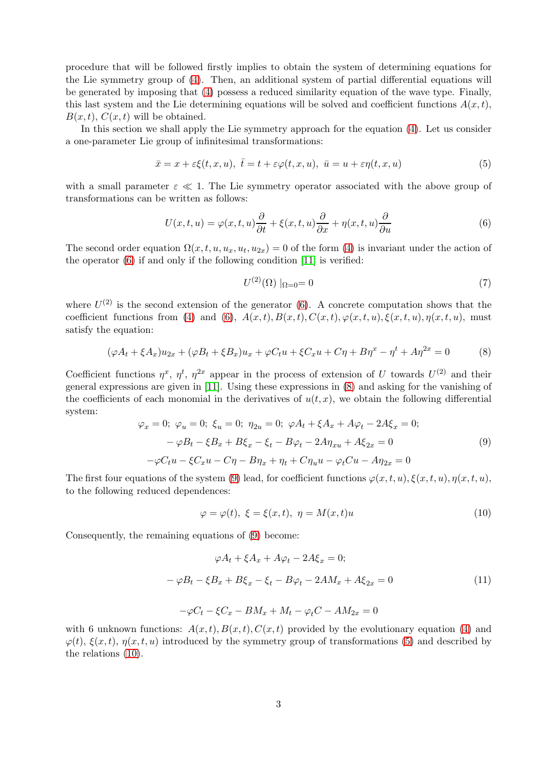procedure that will be followed firstly implies to obtain the system of determining equations for the Lie symmetry group of (4). Then, an additional system of partial differential equations will be generated by imposing that (4) possess a reduced similarity equation of the wave type. Finally, this last system and the Lie determining equations will be solved and coefficient functions $A(x,t)$, $B(x,t)$, $C(x,t)$ will be obtained.

In this section we shall apply the Lie symmetry approach for the equation (4). Let us consider a one-parameter Lie group of infinitesimal transformations:

$$\bar{x} = x + \varepsilon\xi(t,x,u),\ \bar{t} = t + \varepsilon\varphi(t,x,u),\ \bar{u} = u + \varepsilon\eta(t,x,u) \tag{5}$$

with a small parameter $\varepsilon \ll 1$. The Lie symmetry operator associated with the above group of transformations can be written as follows:

$$U(x,t,u) = \varphi(x,t,u)\frac{\partial}{\partial t} + \xi(x,t,u)\frac{\partial}{\partial x} + \eta(x,t,u)\frac{\partial}{\partial u} \tag{6}$$

The second order equation $\Omega(x,t,u,u_x,u_t,u_{2x}) = 0$ of the form (4) is invariant under the action of the operator (6) if and only if the following condition [11] is verified:

$$U^{(2)}(\Omega)\mid_{\Omega=0} = 0 \tag{7}$$

where $U^{(2)}$ is the second extension of the generator (6). A concrete computation shows that the coefficient functions from (4) and (6), $A(x,t), B(x,t), C(x,t), \varphi(x,t,u), \xi(x,t,u), \eta(x,t,u)$, must satisfy the equation:

$$(\varphi A_t + \xi A_x)u_{2x} + (\varphi B_t + \xi B_x)u_x + \varphi C_t u + \xi C_x u + C\eta + B\eta^x - \eta^t + A\eta^{2x} = 0 \tag{8}$$

Coefficient functions $\eta^x$, $\eta^t$, $\eta^{2x}$ appear in the process of extension of $U$ towards $U^{(2)}$ and their general expressions are given in [11]. Using these expressions in (8) and asking for the vanishing of the coefficients of each monomial in the derivatives of $u(t,x)$, we obtain the following differential system:

$$\begin{gathered}
\varphi_x = 0;\ \varphi_u = 0;\ \xi_u = 0;\ \eta_{2u} = 0;\ \varphi A_t + \xi A_x + A\varphi_t - 2A\xi_x = 0; \\
-\varphi B_t - \xi B_x + B\xi_x - \xi_t - B\varphi_t - 2A\eta_{xu} + A\xi_{2x} = 0 \\
-\varphi C_t u - \xi C_x u - C\eta - B\eta_x + \eta_t + C\eta_u u - \varphi_t C u - A\eta_{2x} = 0
\end{gathered} \tag{9}$$

The first four equations of the system (9) lead, for coefficient functions $\varphi(x,t,u), \xi(x,t,u), \eta(x,t,u)$, to the following reduced dependences:

$$\varphi = \varphi(t),\ \xi = \xi(x,t),\ \eta = M(x,t)u \tag{10}$$

Consequently, the remaining equations of (9) become:

$$\begin{gathered}
\varphi A_t + \xi A_x + A\varphi_t - 2A\xi_x = 0; \\
-\varphi B_t - \xi B_x + B\xi_x - \xi_t - B\varphi_t - 2AM_x + A\xi_{2x} = 0 \\
-\varphi C_t - \xi C_x - BM_x + M_t - \varphi_t C - AM_{2x} = 0
\end{gathered} \tag{11}$$

with 6 unknown functions: $A(x,t), B(x,t), C(x,t)$ provided by the evolutionary equation (4) and $\varphi(t)$, $\xi(x,t)$, $\eta(x,t,u)$ introduced by the symmetry group of transformations (5) and described by the relations (10).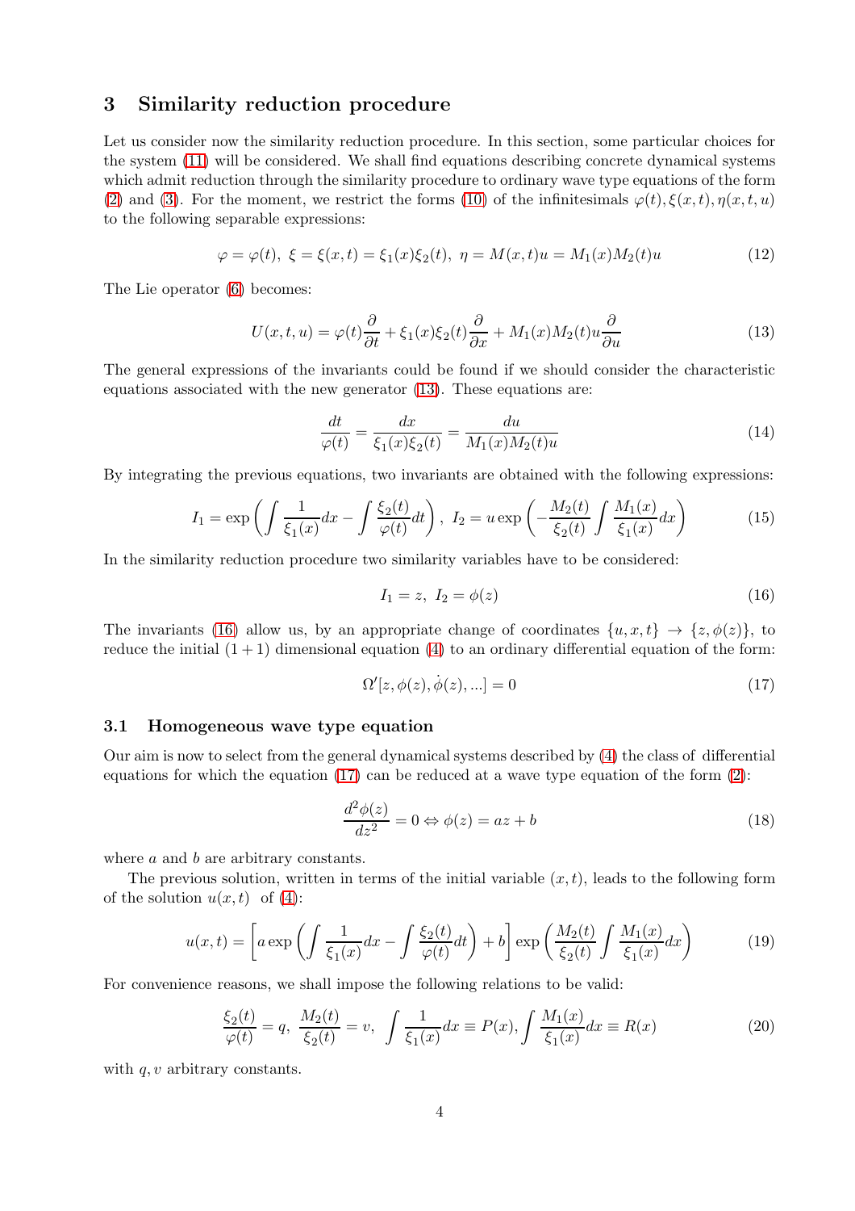## 3 Similarity reduction procedure

Let us consider now the similarity reduction procedure. In this section, some particular choices for the system (11) will be considered. We shall find equations describing concrete dynamical systems which admit reduction through the similarity procedure to ordinary wave type equations of the form (2) and (3). For the moment, we restrict the forms (10) of the infinitesimals $\varphi(t), \xi(x,t), \eta(x,t,u)$ to the following separable expressions:

$$\varphi = \varphi(t),\ \xi = \xi(x,t) = \xi_1(x)\xi_2(t),\ \eta = M(x,t)u = M_1(x)M_2(t)u \tag{12}$$

The Lie operator (6) becomes:

$$U(x,t,u) = \varphi(t)\frac{\partial}{\partial t} + \xi_1(x)\xi_2(t)\frac{\partial}{\partial x} + M_1(x)M_2(t)u\frac{\partial}{\partial u} \tag{13}$$

The general expressions of the invariants could be found if we should consider the characteristic equations associated with the new generator (13). These equations are:

$$\frac{dt}{\varphi(t)} = \frac{dx}{\xi_1(x)\xi_2(t)} = \frac{du}{M_1(x)M_2(t)u} \tag{14}$$

By integrating the previous equations, two invariants are obtained with the following expressions:

$$I_1 = \exp\left(\int \frac{1}{\xi_1(x)}dx - \int \frac{\xi_2(t)}{\varphi(t)}dt\right),\ I_2 = u\exp\left(-\frac{M_2(t)}{\xi_2(t)}\int \frac{M_1(x)}{\xi_1(x)}dx\right) \tag{15}$$

In the similarity reduction procedure two similarity variables have to be considered:

$$I_1 = z,\ I_2 = \phi(z) \tag{16}$$

The invariants (16) allow us, by an appropriate change of coordinates $\{u,x,t\} \to \{z,\phi(z)\}$, to reduce the initial $(1+1)$ dimensional equation (4) to an ordinary differential equation of the form:

$$\Omega'[z,\phi(z),\dot{\phi}(z),...] = 0 \tag{17}$$

### 3.1 Homogeneous wave type equation

Our aim is now to select from the general dynamical systems described by (4) the class of differential equations for which the equation (17) can be reduced at a wave type equation of the form (2):

$$\frac{d^2\phi(z)}{dz^2} = 0 \Leftrightarrow \phi(z) = az + b \tag{18}$$

where $a$ and $b$ are arbitrary constants.

The previous solution, written in terms of the initial variable $(x,t)$, leads to the following form of the solution $u(x,t)$ of (4):

$$u(x,t) = \left[a\exp\left(\int \frac{1}{\xi_1(x)}dx - \int \frac{\xi_2(t)}{\varphi(t)}dt\right) + b\right]\exp\left(\frac{M_2(t)}{\xi_2(t)}\int \frac{M_1(x)}{\xi_1(x)}dx\right) \tag{19}$$

For convenience reasons, we shall impose the following relations to be valid:

$$\frac{\xi_2(t)}{\varphi(t)} = q,\ \frac{M_2(t)}{\xi_2(t)} = v,\ \int \frac{1}{\xi_1(x)}dx \equiv P(x), \int \frac{M_1(x)}{\xi_1(x)}dx \equiv R(x) \tag{20}$$

with $q, v$ arbitrary constants.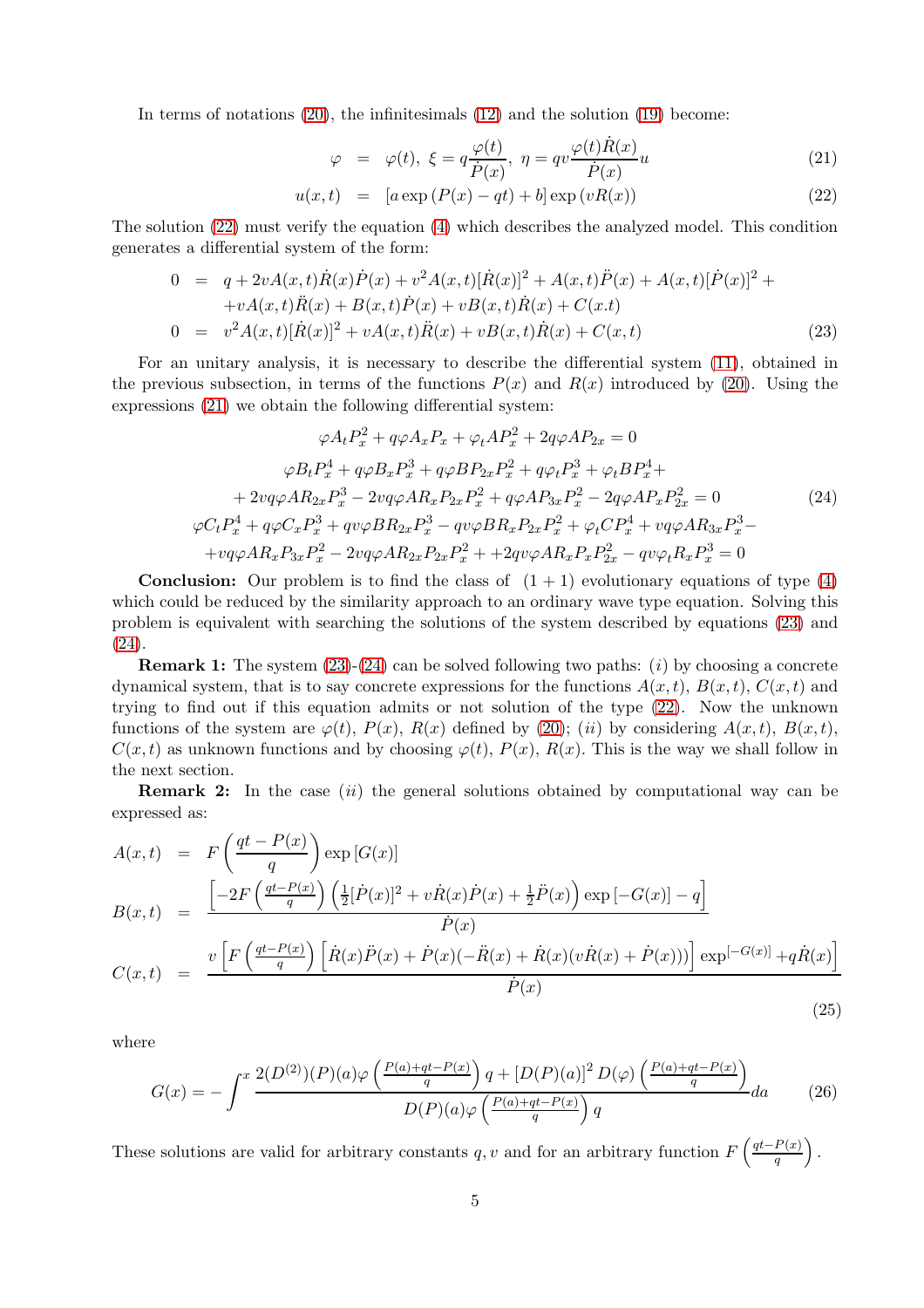In terms of notations (20), the infinitesimals (12) and the solution (19) become:

$$
\begin{aligned}
\varphi &= \varphi(t),\ \xi = q\frac{\varphi(t)}{\dot{P}(x)},\ \eta = qv\frac{\varphi(t)\dot{R}(x)}{\dot{P}(x)}u \qquad (21)\\
u(x,t) &= \left[a\exp\left(P(x) - qt\right) + b\right]\exp\left(vR(x)\right) \qquad (22)
\end{aligned}
$$

The solution (22) must verify the equation (4) which describes the analyzed model. This condition generates a differential system of the form:

$$
\begin{aligned}
0 &= q + 2vA(x,t)\dot{R}(x)\dot{P}(x) + v^2A(x,t)[\dot{R}(x)]^2 + A(x,t)\ddot{P}(x) + A(x,t)[\dot{P}(x)]^2 + \\
&\quad + vA(x,t)\ddot{R}(x) + B(x,t)\dot{P}(x) + vB(x,t)\dot{R}(x) + C(x.t)\\
0 &= v^2A(x,t)[\dot{R}(x)]^2 + vA(x,t)\ddot{R}(x) + vB(x,t)\dot{R}(x) + C(x,t) \qquad (23)
\end{aligned}
$$

For an unitary analysis, it is necessary to describe the differential system (11), obtained in the previous subsection, in terms of the functions $P(x)$ and $R(x)$ introduced by (20). Using the expressions (21) we obtain the following differential system:

$$
\begin{gathered}
\varphi A_t P_x^2 + q\varphi A_x P_x + \varphi_t A P_x^2 + 2q\varphi A P_{2x} = 0\\
\varphi B_t P_x^4 + q\varphi B_x P_x^3 + q\varphi B P_{2x} P_x^2 + q\varphi_t P_x^3 + \varphi_t B P_x^4 + \\
+ 2vq\varphi A R_{2x} P_x^3 - 2vq\varphi A R_x P_{2x} P_x^2 + q\varphi A P_{3x} P_x^2 - 2q\varphi A P_x P_{2x}^2 = 0 \qquad (24)\\
\varphi C_t P_x^4 + q\varphi C_x P_x^3 + qv\varphi B R_{2x} P_x^3 - qv\varphi B R_x P_{2x} P_x^2 + \varphi_t C P_x^4 + vq\varphi A R_{3x} P_x^3 - \\
+ vq\varphi A R_x P_{3x} P_x^2 - 2vq\varphi A R_{2x} P_{2x} P_x^2 + +2qv\varphi A R_x P_x P_{2x}^2 - qv\varphi_t R_x P_x^3 = 0
\end{gathered}
$$

**Conclusion:** Our problem is to find the class of $(1+1)$ evolutionary equations of type (4) which could be reduced by the similarity approach to an ordinary wave type equation. Solving this problem is equivalent with searching the solutions of the system described by equations (23) and (24).

**Remark 1:** The system (23)-(24) can be solved following two paths: $(i)$ by choosing a concrete dynamical system, that is to say concrete expressions for the functions $A(x,t)$, $B(x,t)$, $C(x,t)$ and trying to find out if this equation admits or not solution of the type (22). Now the unknown functions of the system are $\varphi(t)$, $P(x)$, $R(x)$ defined by (20); $(ii)$ by considering $A(x,t)$, $B(x,t)$, $C(x,t)$ as unknown functions and by choosing $\varphi(t)$, $P(x)$, $R(x)$. This is the way we shall follow in the next section.

**Remark 2:** In the case $(ii)$ the general solutions obtained by computational way can be expressed as:

$$
\begin{aligned}
A(x,t) &= F\left(\frac{qt - P(x)}{q}\right)\exp\left[G(x)\right]\\
B(x,t) &= \frac{\left[-2F\left(\frac{qt-P(x)}{q}\right)\left(\frac{1}{2}[\dot{P}(x)]^2 + v\dot{R}(x)\dot{P}(x) + \frac{1}{2}\ddot{P}(x)\right)\exp\left[-G(x)\right] - q\right]}{\dot{P}(x)}\\
C(x,t) &= \frac{v\left[F\left(\frac{qt-P(x)}{q}\right)\left[\dot{R}(x)\ddot{P}(x) + \dot{P}(x)(-\ddot{R}(x) + \dot{R}(x)(v\dot{R}(x) + \dot{P}(x)))\right]\exp^{[-G(x)]} + q\dot{R}(x)\right]}{\dot{P}(x)}
\end{aligned}
\qquad (25)
$$

where

$$
G(x) = -\int^x \frac{2(D^{(2)})(P)(a)\varphi\left(\frac{P(a)+qt-P(x)}{q}\right)q + [D(P)(a)]^2 D(\varphi)\left(\frac{P(a)+qt-P(x)}{q}\right)}{D(P)(a)\varphi\left(\frac{P(a)+qt-P(x)}{q}\right)q}da \qquad (26)
$$

These solutions are valid for arbitrary constants $q, v$ and for an arbitrary function $F\left(\frac{qt-P(x)}{q}\right)$.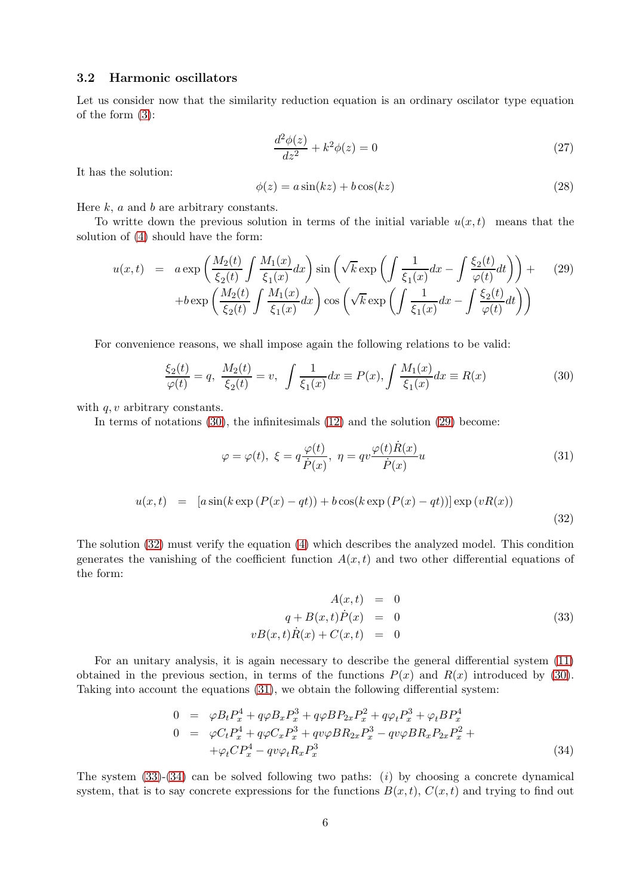### 3.2 Harmonic oscillators

Let us consider now that the similarity reduction equation is an ordinary oscilator type equation of the form (3):

$$\frac{d^2\phi(z)}{dz^2} + k^2\phi(z) = 0 \tag{27}$$

It has the solution:

$$\phi(z) = a\sin(kz) + b\cos(kz) \tag{28}$$

Here $k$, $a$ and $b$ are arbitrary constants.

To writte down the previous solution in terms of the initial variable $u(x,t)$ means that the solution of (4) should have the form:

$$\begin{aligned} u(x,t) &= a\exp\left(\frac{M_2(t)}{\xi_2(t)}\int\frac{M_1(x)}{\xi_1(x)}dx\right)\sin\left(\sqrt{k}\exp\left(\int\frac{1}{\xi_1(x)}dx - \int\frac{\xi_2(t)}{\varphi(t)}dt\right)\right) + \\ &\quad + b\exp\left(\frac{M_2(t)}{\xi_2(t)}\int\frac{M_1(x)}{\xi_1(x)}dx\right)\cos\left(\sqrt{k}\exp\left(\int\frac{1}{\xi_1(x)}dx - \int\frac{\xi_2(t)}{\varphi(t)}dt\right)\right) \end{aligned} \tag{29}$$

For convenience reasons, we shall impose again the following relations to be valid:

$$\frac{\xi_2(t)}{\varphi(t)} = q,\ \frac{M_2(t)}{\xi_2(t)} = v,\ \int\frac{1}{\xi_1(x)}dx \equiv P(x), \int\frac{M_1(x)}{\xi_1(x)}dx \equiv R(x) \tag{30}$$

with $q, v$ arbitrary constants.

In terms of notations (30), the infinitesimals (12) and the solution (29) become:

$$\varphi = \varphi(t),\ \xi = q\frac{\varphi(t)}{\dot{P}(x)},\ \eta = qv\frac{\varphi(t)\dot{R}(x)}{\dot{P}(x)}u \tag{31}$$

$$u(x,t) = [a\sin(k\exp(P(x) - qt)) + b\cos(k\exp(P(x) - qt))]\exp(vR(x)) \tag{32}$$

The solution (32) must verify the equation (4) which describes the analyzed model. This condition generates the vanishing of the coefficient function $A(x,t)$ and two other differential equations of the form:

$$\begin{aligned} A(x,t) &= 0 \\ q + B(x,t)\dot{P}(x) &= 0 \\ vB(x,t)\dot{R}(x) + C(x,t) &= 0 \end{aligned} \tag{33}$$

For an unitary analysis, it is again necessary to describe the general differential system (11) obtained in the previous section, in terms of the functions $P(x)$ and $R(x)$ introduced by (30). Taking into account the equations (31), we obtain the following differential system:

$$\begin{aligned} 0 &= \varphi B_t P_x^4 + q\varphi B_x P_x^3 + q\varphi B P_{2x} P_x^2 + q\varphi_t P_x^3 + \varphi_t B P_x^4 \\ 0 &= \varphi C_t P_x^4 + q\varphi C_x P_x^3 + qv\varphi B R_{2x} P_x^3 - qv\varphi B R_x P_{2x} P_x^2 + \\ &\quad + \varphi_t C P_x^4 - qv\varphi_t R_x P_x^3 \end{aligned} \tag{34}$$

The system (33)-(34) can be solved following two paths: $(i)$ by choosing a concrete dynamical system, that is to say concrete expressions for the functions $B(x,t)$, $C(x,t)$ and trying to find out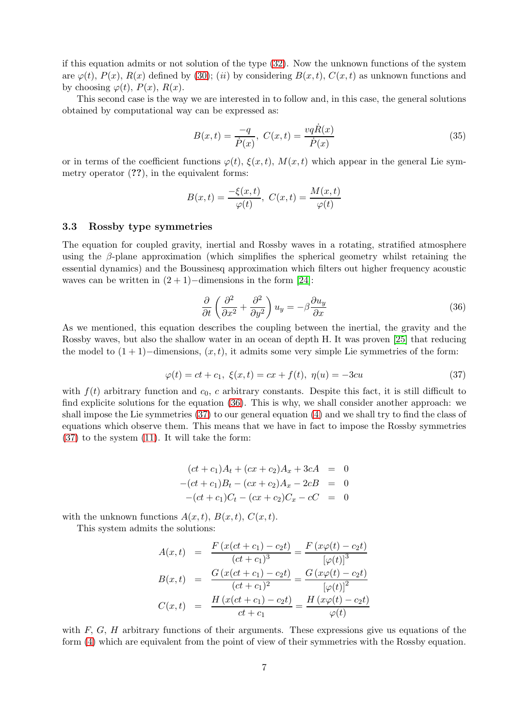if this equation admits or not solution of the type (32). Now the unknown functions of the system are $\varphi(t)$, $P(x)$, $R(x)$ defined by (30); (*ii*) by considering $B(x,t)$, $C(x,t)$ as unknown functions and by choosing $\varphi(t)$, $P(x)$, $R(x)$.

This second case is the way we are interested in to follow and, in this case, the general solutions obtained by computational way can be expressed as:

$$B(x,t) = \frac{-q}{\dot{P}(x)},\ C(x,t) = \frac{vq\dot{R}(x)}{\dot{P}(x)} \tag{35}$$

or in terms of the coefficient functions $\varphi(t)$, $\xi(x,t)$, $M(x,t)$ which appear in the general Lie symmetry operator (**??**), in the equivalent forms:

$$B(x,t) = \frac{-\xi(x,t)}{\varphi(t)},\ C(x,t) = \frac{M(x,t)}{\varphi(t)}$$

### 3.3 Rossby type symmetries

The equation for coupled gravity, inertial and Rossby waves in a rotating, stratified atmosphere using the $\beta$-plane approximation (which simplifies the spherical geometry whilst retaining the essential dynamics) and the Boussinesq approximation which filters out higher frequency acoustic waves can be written in $(2+1)-$dimensions in the form [24]:

$$\frac{\partial}{\partial t}\left(\frac{\partial^2}{\partial x^2} + \frac{\partial^2}{\partial y^2}\right)u_y = -\beta\frac{\partial u_y}{\partial x} \tag{36}$$

As we mentioned, this equation describes the coupling between the inertial, the gravity and the Rossby waves, but also the shallow water in an ocean of depth H. It was proven [25] that reducing the model to $(1+1)-$dimensions, $(x,t)$, it admits some very simple Lie symmetries of the form:

$$\varphi(t) = ct + c_1,\ \xi(x,t) = cx + f(t),\ \eta(u) = -3cu \tag{37}$$

with $f(t)$ arbitrary function and $c_0$, $c$ arbitrary constants. Despite this fact, it is still difficult to find explicit solutions for the equation (36). This is why, we shall consider another approach: we shall impose the Lie symmetries (37) to our general equation (4) and we shall try to find the class of equations which observe them. This means that we have in fact to impose the Rossby symmetries (37) to the system (11). It will take the form:

$$\begin{aligned}
(ct+c_1)A_t + (cx+c_2)A_x + 3cA &= 0 \\
-(ct+c_1)B_t - (cx+c_2)A_x - 2cB &= 0 \\
-(ct+c_1)C_t - (cx+c_2)C_x - cC &= 0
\end{aligned}$$

with the unknown functions $A(x,t)$, $B(x,t)$, $C(x,t)$.

This system admits the solutions:

$$\begin{aligned}
A(x,t) &= \frac{F\left(x(ct+c_1) - c_2t\right)}{(ct+c_1)^3} = \frac{F\left(x\varphi(t) - c_2t\right)}{[\varphi(t)]^3} \\
B(x,t) &= \frac{G\left(x(ct+c_1) - c_2t\right)}{(ct+c_1)^2} = \frac{G\left(x\varphi(t) - c_2t\right)}{[\varphi(t)]^2} \\
C(x,t) &= \frac{H\left(x(ct+c_1) - c_2t\right)}{ct+c_1} = \frac{H\left(x\varphi(t) - c_2t\right)}{\varphi(t)}
\end{aligned}$$

with $F$, $G$, $H$ arbitrary functions of their arguments. These expressions give us equations of the form (4) which are equivalent from the point of view of their symmetries with the Rossby equation.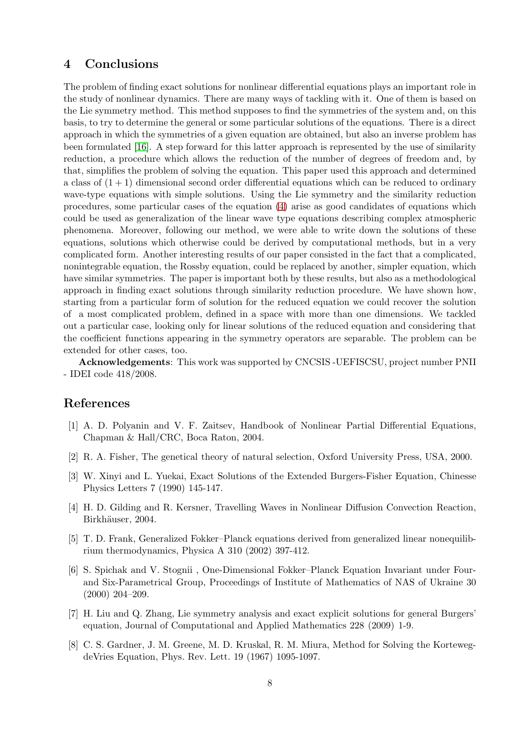## 4 Conclusions

The problem of finding exact solutions for nonlinear differential equations plays an important role in the study of nonlinear dynamics. There are many ways of tackling with it. One of them is based on the Lie symmetry method. This method supposes to find the symmetries of the system and, on this basis, to try to determine the general or some particular solutions of the equations. There is a direct approach in which the symmetries of a given equation are obtained, but also an inverse problem has been formulated [16]. A step forward for this latter approach is represented by the use of similarity reduction, a procedure which allows the reduction of the number of degrees of freedom and, by that, simplifies the problem of solving the equation. This paper used this approach and determined a class of $(1+1)$ dimensional second order differential equations which can be reduced to ordinary wave-type equations with simple solutions. Using the Lie symmetry and the similarity reduction procedures, some particular cases of the equation (4) arise as good candidates of equations which could be used as generalization of the linear wave type equations describing complex atmospheric phenomena. Moreover, following our method, we were able to write down the solutions of these equations, solutions which otherwise could be derived by computational methods, but in a very complicated form. Another interesting results of our paper consisted in the fact that a complicated, nonintegrable equation, the Rossby equation, could be replaced by another, simpler equation, which have similar symmetries. The paper is important both by these results, but also as a methodological approach in finding exact solutions through similarity reduction procedure. We have shown how, starting from a particular form of solution for the reduced equation we could recover the solution of a most complicated problem, defined in a space with more than one dimensions. We tackled out a particular case, looking only for linear solutions of the reduced equation and considering that the coefficient functions appearing in the symmetry operators are separable. The problem can be extended for other cases, too.

**Acknowledgements**: This work was supported by CNCSIS -UEFISCSU, project number PNII - IDEI code 418/2008.

## References

[1] A. D. Polyanin and V. F. Zaitsev, Handbook of Nonlinear Partial Differential Equations, Chapman & Hall/CRC, Boca Raton, 2004.

[2] R. A. Fisher, The genetical theory of natural selection, Oxford University Press, USA, 2000.

[3] W. Xinyi and L. Yuekai, Exact Solutions of the Extended Burgers-Fisher Equation, Chinesse Physics Letters 7 (1990) 145-147.

[4] H. D. Gilding and R. Kersner, Travelling Waves in Nonlinear Diffusion Convection Reaction, Birkhäuser, 2004.

[5] T. D. Frank, Generalized Fokker–Planck equations derived from generalized linear nonequilibrium thermodynamics, Physica A 310 (2002) 397-412.

[6] S. Spichak and V. Stognii , One-Dimensional Fokker–Planck Equation Invariant under Four- and Six-Parametrical Group, Proceedings of Institute of Mathematics of NAS of Ukraine 30 (2000) 204–209.

[7] H. Liu and Q. Zhang, Lie symmetry analysis and exact explicit solutions for general Burgers' equation, Journal of Computational and Applied Mathematics 228 (2009) 1-9.

[8] C. S. Gardner, J. M. Greene, M. D. Kruskal, R. M. Miura, Method for Solving the Korteweg-deVries Equation, Phys. Rev. Lett. 19 (1967) 1095-1097.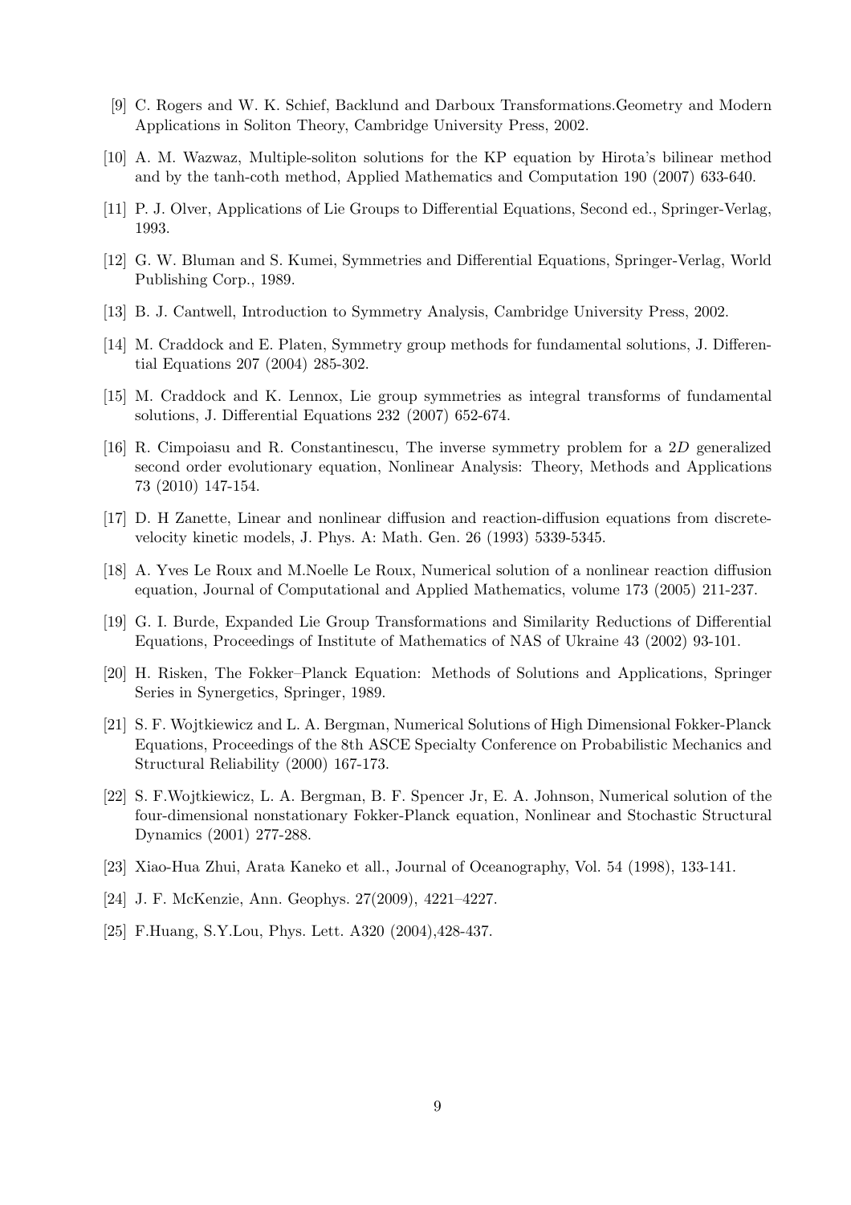[9] C. Rogers and W. K. Schief, Backlund and Darboux Transformations.Geometry and Modern Applications in Soliton Theory, Cambridge University Press, 2002.

[10] A. M. Wazwaz, Multiple-soliton solutions for the KP equation by Hirota's bilinear method and by the tanh-coth method, Applied Mathematics and Computation 190 (2007) 633-640.

[11] P. J. Olver, Applications of Lie Groups to Differential Equations, Second ed., Springer-Verlag, 1993.

[12] G. W. Bluman and S. Kumei, Symmetries and Differential Equations, Springer-Verlag, World Publishing Corp., 1989.

[13] B. J. Cantwell, Introduction to Symmetry Analysis, Cambridge University Press, 2002.

[14] M. Craddock and E. Platen, Symmetry group methods for fundamental solutions, J. Differential Equations 207 (2004) 285-302.

[15] M. Craddock and K. Lennox, Lie group symmetries as integral transforms of fundamental solutions, J. Differential Equations 232 (2007) 652-674.

[16] R. Cimpoiasu and R. Constantinescu, The inverse symmetry problem for a $2D$ generalized second order evolutionary equation, Nonlinear Analysis: Theory, Methods and Applications 73 (2010) 147-154.

[17] D. H Zanette, Linear and nonlinear diffusion and reaction-diffusion equations from discrete-velocity kinetic models, J. Phys. A: Math. Gen. 26 (1993) 5339-5345.

[18] A. Yves Le Roux and M.Noelle Le Roux, Numerical solution of a nonlinear reaction diffusion equation, Journal of Computational and Applied Mathematics, volume 173 (2005) 211-237.

[19] G. I. Burde, Expanded Lie Group Transformations and Similarity Reductions of Differential Equations, Proceedings of Institute of Mathematics of NAS of Ukraine 43 (2002) 93-101.

[20] H. Risken, The Fokker–Planck Equation: Methods of Solutions and Applications, Springer Series in Synergetics, Springer, 1989.

[21] S. F. Wojtkiewicz and L. A. Bergman, Numerical Solutions of High Dimensional Fokker-Planck Equations, Proceedings of the 8th ASCE Specialty Conference on Probabilistic Mechanics and Structural Reliability (2000) 167-173.

[22] S. F.Wojtkiewicz, L. A. Bergman, B. F. Spencer Jr, E. A. Johnson, Numerical solution of the four-dimensional nonstationary Fokker-Planck equation, Nonlinear and Stochastic Structural Dynamics (2001) 277-288.

[23] Xiao-Hua Zhui, Arata Kaneko et all., Journal of Oceanography, Vol. 54 (1998), 133-141.

[24] J. F. McKenzie, Ann. Geophys. 27(2009), 4221–4227.

[25] F.Huang, S.Y.Lou, Phys. Lett. A320 (2004),428-437.